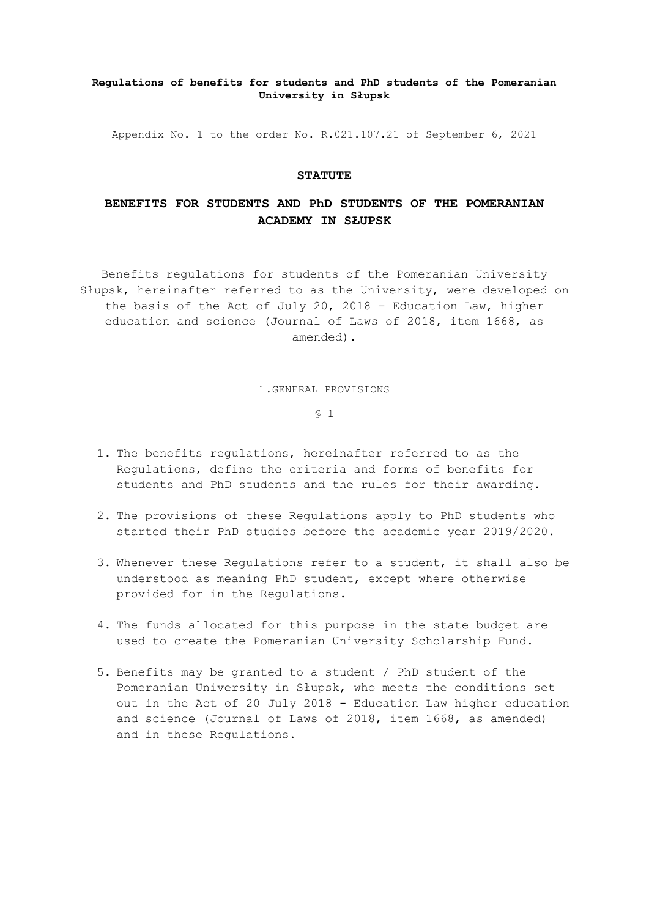**Regulations of benefits for students and PhD students of the Pomeranian University in Słupsk**

Appendix No. 1 to the order No. R.021.107.21 of September 6, 2021

# STATUTE

# BENEFITS FOR STUDENTS AND PhD STUDENTS OF THE POMERANIAN ACADEMY IN SŁUPSK

Benefits regulations for students of the Pomeranian University Słupsk, hereinafter referred to as the University, were developed on the basis of the Act of July 20, 2018 - Education Law, higher education and science (Journal of Laws of 2018, item 1668, as amended).

## 1.GENERAL PROVISIONS

§ 1

1. The benefits regulations, hereinafter referred to as the Regulations, define the criteria and forms of benefits for students and PhD students and the rules for their awarding.
2. The provisions of these Regulations apply to PhD students who started their PhD studies before the academic year 2019/2020.
3. Whenever these Regulations refer to a student, it shall also be understood as meaning PhD student, except where otherwise provided for in the Regulations.
4. The funds allocated for this purpose in the state budget are used to create the Pomeranian University Scholarship Fund.
5. Benefits may be granted to a student / PhD student of the Pomeranian University in Słupsk, who meets the conditions set out in the Act of 20 July 2018 - Education Law higher education and science (Journal of Laws of 2018, item 1668, as amended) and in these Regulations.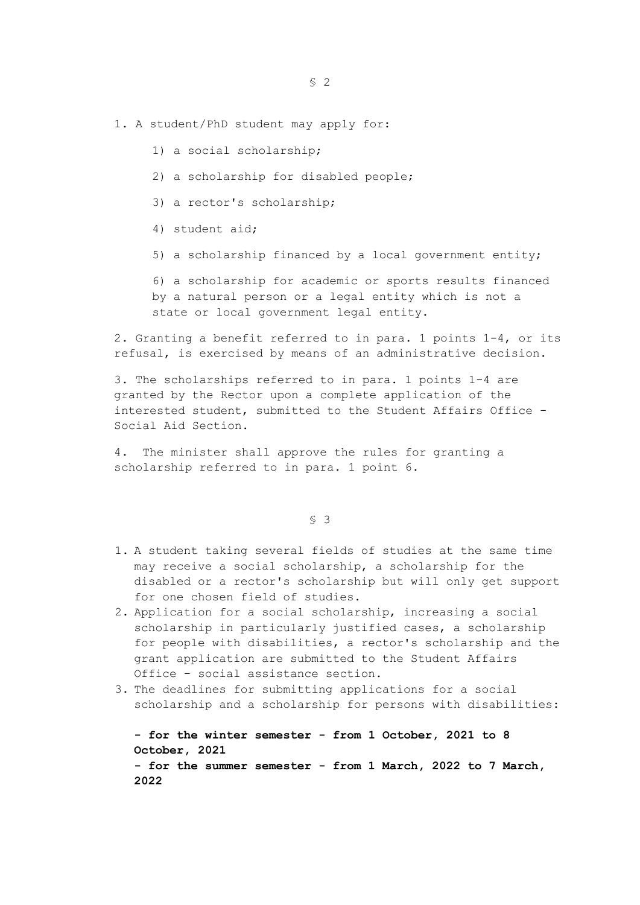## § 2

1. A student/PhD student may apply for:

    1) a social scholarship;

    2) a scholarship for disabled people;

    3) a rector's scholarship;

    4) student aid;

    5) a scholarship financed by a local government entity;

    6) a scholarship for academic or sports results financed by a natural person or a legal entity which is not a state or local government legal entity.

2. Granting a benefit referred to in para. 1 points 1-4, or its refusal, is exercised by means of an administrative decision.

3. The scholarships referred to in para. 1 points 1-4 are granted by the Rector upon a complete application of the interested student, submitted to the Student Affairs Office - Social Aid Section.

4. The minister shall approve the rules for granting a scholarship referred to in para. 1 point 6.

## § 3

1. A student taking several fields of studies at the same time may receive a social scholarship, a scholarship for the disabled or a rector's scholarship but will only get support for one chosen field of studies.
2. Application for a social scholarship, increasing a social scholarship in particularly justified cases, a scholarship for people with disabilities, a rector's scholarship and the grant application are submitted to the Student Affairs Office - social assistance section.
3. The deadlines for submitting applications for a social scholarship and a scholarship for persons with disabilities:

    **- for the winter semester - from 1 October, 2021 to 8 October, 2021**
    **- for the summer semester - from 1 March, 2022 to 7 March, 2022**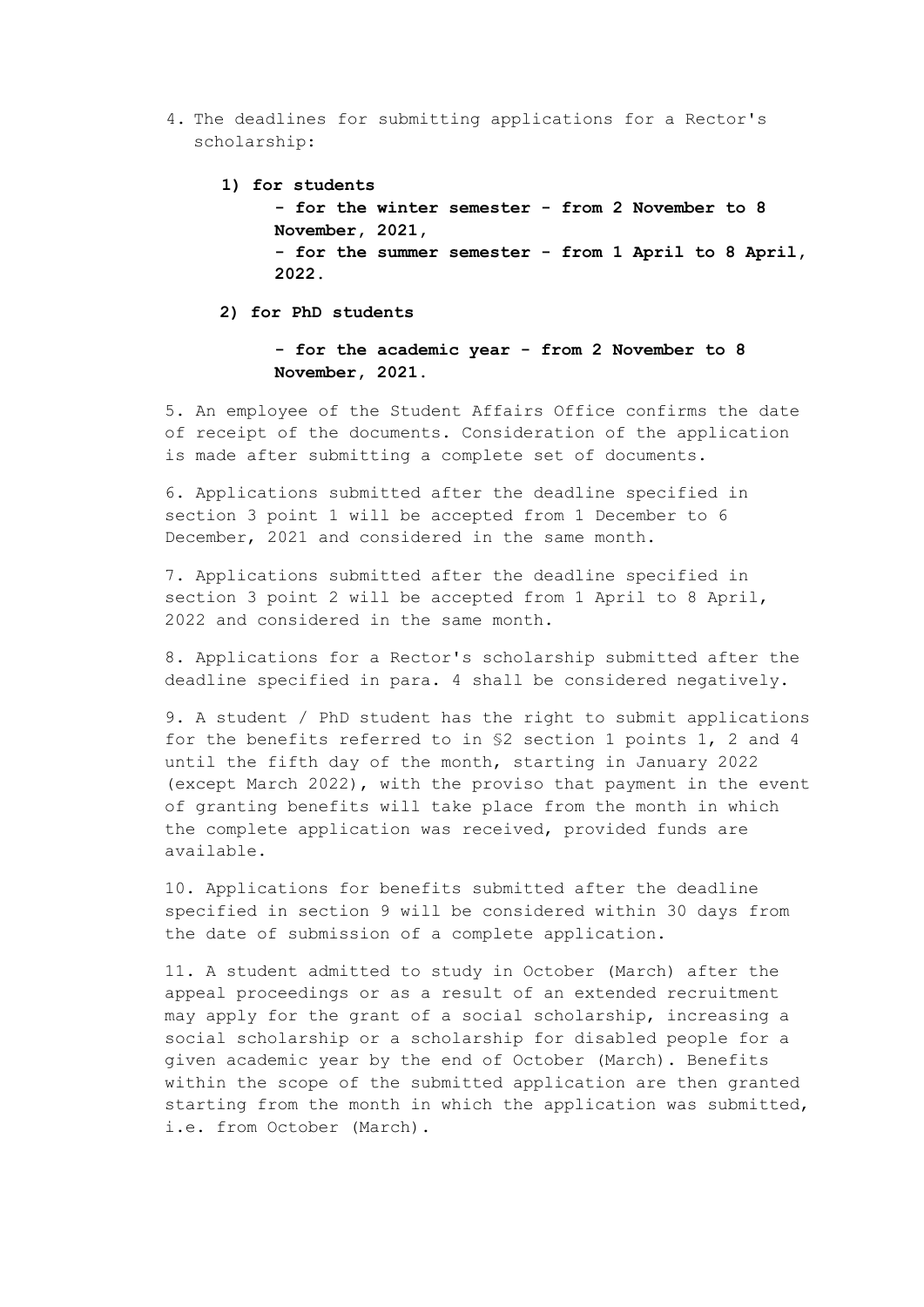4. The deadlines for submitting applications for a Rector's scholarship:

   **1) for students**

   **- for the winter semester - from 2 November to 8 November, 2021,**

   **- for the summer semester - from 1 April to 8 April, 2022.**

   **2) for PhD students**

   **- for the academic year - from 2 November to 8 November, 2021.**

5. An employee of the Student Affairs Office confirms the date of receipt of the documents. Consideration of the application is made after submitting a complete set of documents.

6. Applications submitted after the deadline specified in section 3 point 1 will be accepted from 1 December to 6 December, 2021 and considered in the same month.

7. Applications submitted after the deadline specified in section 3 point 2 will be accepted from 1 April to 8 April, 2022 and considered in the same month.

8. Applications for a Rector's scholarship submitted after the deadline specified in para. 4 shall be considered negatively.

9. A student / PhD student has the right to submit applications for the benefits referred to in §2 section 1 points 1, 2 and 4 until the fifth day of the month, starting in January 2022 (except March 2022), with the proviso that payment in the event of granting benefits will take place from the month in which the complete application was received, provided funds are available.

10. Applications for benefits submitted after the deadline specified in section 9 will be considered within 30 days from the date of submission of a complete application.

11. A student admitted to study in October (March) after the appeal proceedings or as a result of an extended recruitment may apply for the grant of a social scholarship, increasing a social scholarship or a scholarship for disabled people for a given academic year by the end of October (March). Benefits within the scope of the submitted application are then granted starting from the month in which the application was submitted, i.e. from October (March).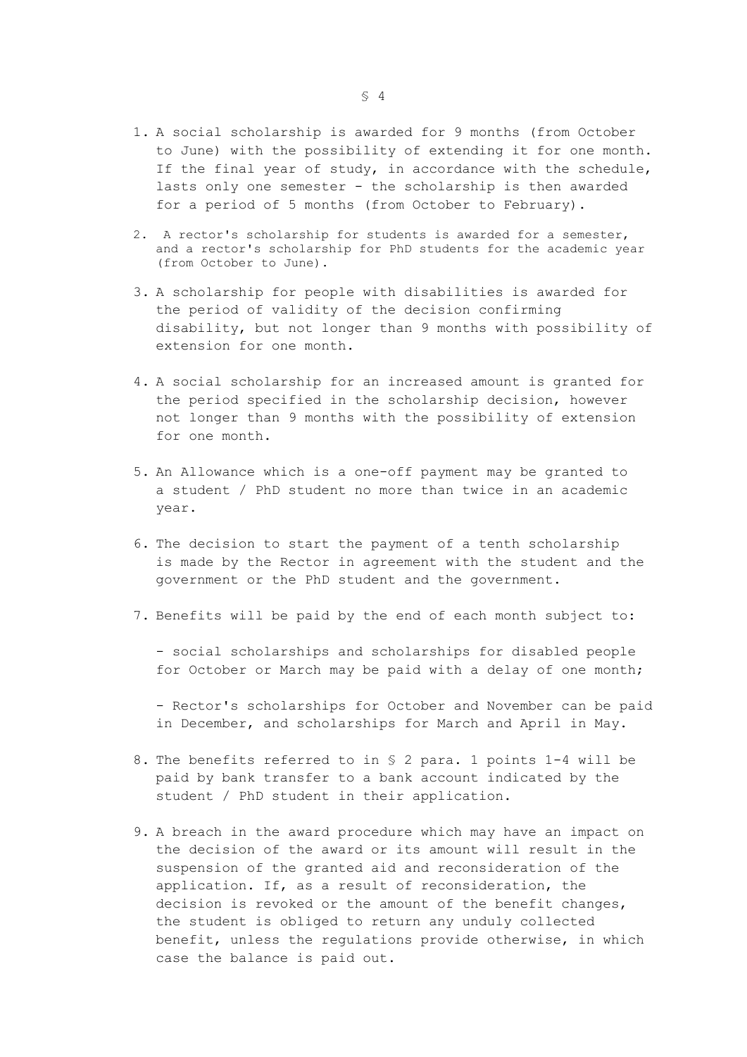§ 4

1. A social scholarship is awarded for 9 months (from October to June) with the possibility of extending it for one month. If the final year of study, in accordance with the schedule, lasts only one semester - the scholarship is then awarded for a period of 5 months (from October to February).

2. A rector's scholarship for students is awarded for a semester, and a rector's scholarship for PhD students for the academic year (from October to June).

3. A scholarship for people with disabilities is awarded for the period of validity of the decision confirming disability, but not longer than 9 months with possibility of extension for one month.

4. A social scholarship for an increased amount is granted for the period specified in the scholarship decision, however not longer than 9 months with the possibility of extension for one month.

5. An Allowance which is a one-off payment may be granted to a student / PhD student no more than twice in an academic year.

6. The decision to start the payment of a tenth scholarship is made by the Rector in agreement with the student and the government or the PhD student and the government.

7. Benefits will be paid by the end of each month subject to:

   - social scholarships and scholarships for disabled people for October or March may be paid with a delay of one month;

   - Rector's scholarships for October and November can be paid in December, and scholarships for March and April in May.

8. The benefits referred to in § 2 para. 1 points 1-4 will be paid by bank transfer to a bank account indicated by the student / PhD student in their application.

9. A breach in the award procedure which may have an impact on the decision of the award or its amount will result in the suspension of the granted aid and reconsideration of the application. If, as a result of reconsideration, the decision is revoked or the amount of the benefit changes, the student is obliged to return any unduly collected benefit, unless the regulations provide otherwise, in which case the balance is paid out.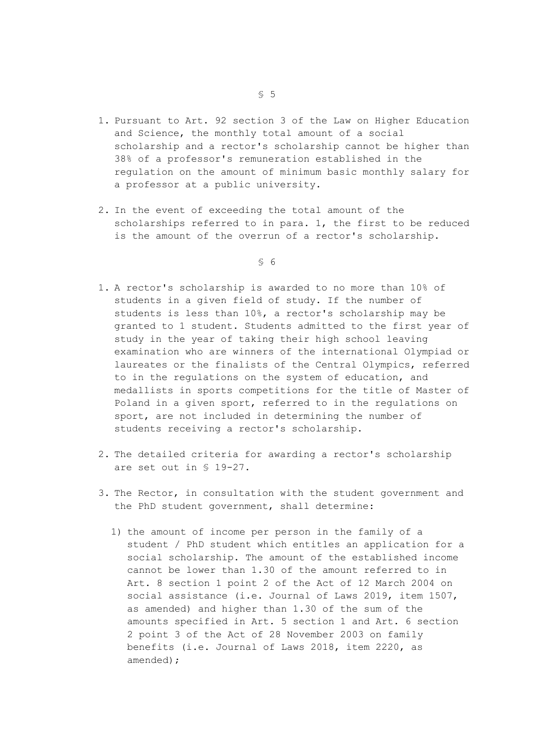## § 5

1. Pursuant to Art. 92 section 3 of the Law on Higher Education and Science, the monthly total amount of a social scholarship and a rector's scholarship cannot be higher than 38% of a professor's remuneration established in the regulation on the amount of minimum basic monthly salary for a professor at a public university.

2. In the event of exceeding the total amount of the scholarships referred to in para. 1, the first to be reduced is the amount of the overrun of a rector's scholarship.

## § 6

1. A rector's scholarship is awarded to no more than 10% of students in a given field of study. If the number of students is less than 10%, a rector's scholarship may be granted to 1 student. Students admitted to the first year of study in the year of taking their high school leaving examination who are winners of the international Olympiad or laureates or the finalists of the Central Olympics, referred to in the regulations on the system of education, and medallists in sports competitions for the title of Master of Poland in a given sport, referred to in the regulations on sport, are not included in determining the number of students receiving a rector's scholarship.

2. The detailed criteria for awarding a rector's scholarship are set out in § 19-27.

3. The Rector, in consultation with the student government and the PhD student government, shall determine:

   1) the amount of income per person in the family of a student / PhD student which entitles an application for a social scholarship. The amount of the established income cannot be lower than 1.30 of the amount referred to in Art. 8 section 1 point 2 of the Act of 12 March 2004 on social assistance (i.e. Journal of Laws 2019, item 1507, as amended) and higher than 1.30 of the sum of the amounts specified in Art. 5 section 1 and Art. 6 section 2 point 3 of the Act of 28 November 2003 on family benefits (i.e. Journal of Laws 2018, item 2220, as amended);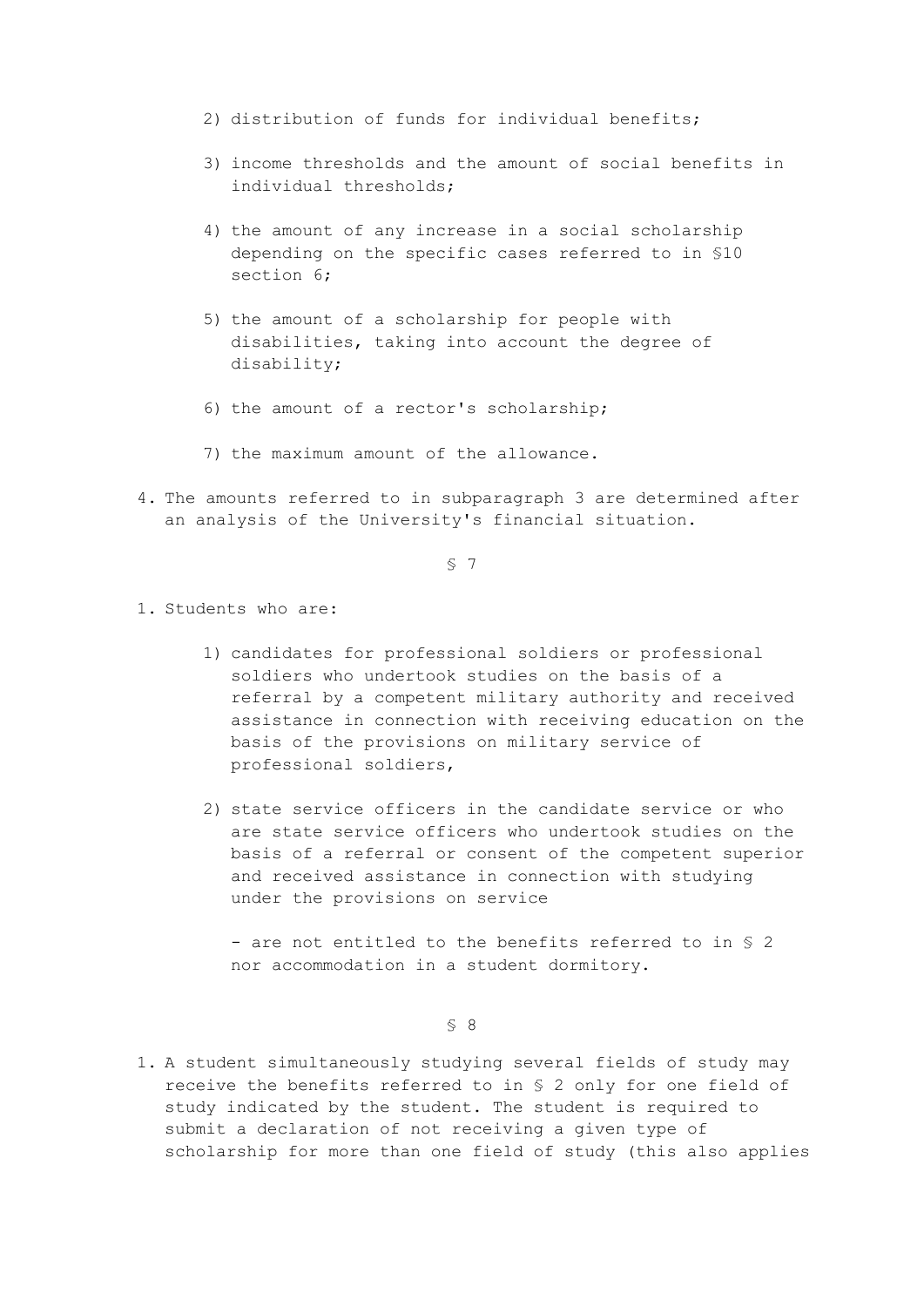2) distribution of funds for individual benefits;

3) income thresholds and the amount of social benefits in individual thresholds;

4) the amount of any increase in a social scholarship depending on the specific cases referred to in §10 section 6;

5) the amount of a scholarship for people with disabilities, taking into account the degree of disability;

6) the amount of a rector's scholarship;

7) the maximum amount of the allowance.

4. The amounts referred to in subparagraph 3 are determined after an analysis of the University's financial situation.

§ 7

1. Students who are:

    1) candidates for professional soldiers or professional soldiers who undertook studies on the basis of a referral by a competent military authority and received assistance in connection with receiving education on the basis of the provisions on military service of professional soldiers,

    2) state service officers in the candidate service or who are state service officers who undertook studies on the basis of a referral or consent of the competent superior and received assistance in connection with studying under the provisions on service

    - are not entitled to the benefits referred to in § 2 nor accommodation in a student dormitory.

§ 8

1. A student simultaneously studying several fields of study may receive the benefits referred to in § 2 only for one field of study indicated by the student. The student is required to submit a declaration of not receiving a given type of scholarship for more than one field of study (this also applies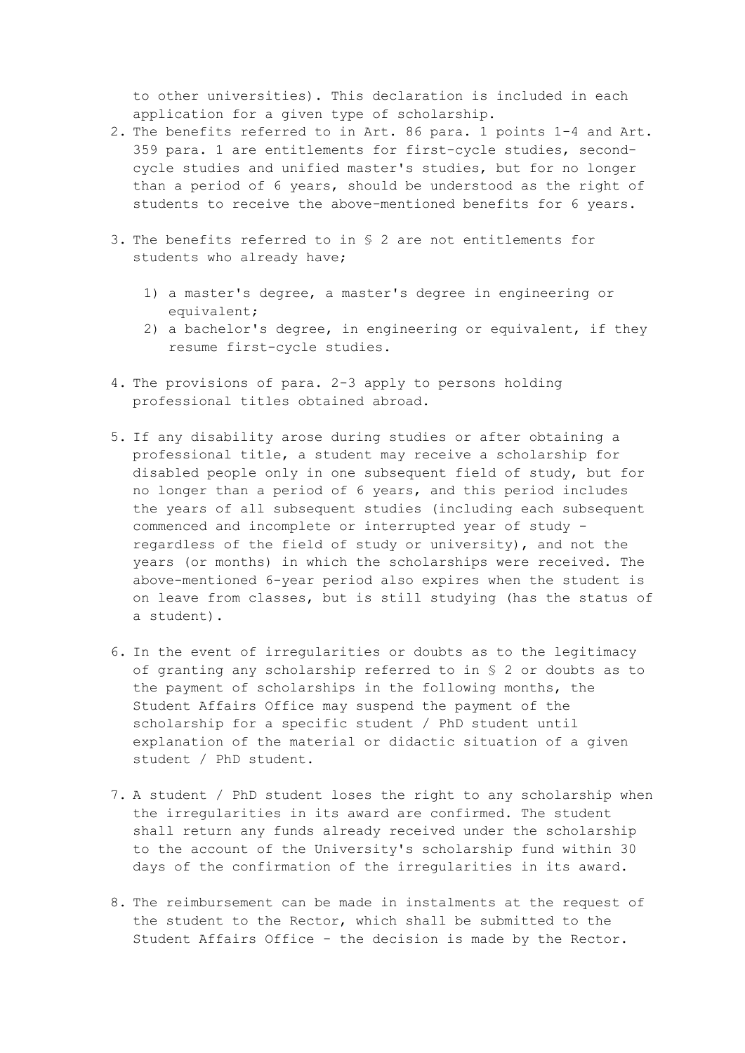to other universities). This declaration is included in each application for a given type of scholarship.

2. The benefits referred to in Art. 86 para. 1 points 1-4 and Art. 359 para. 1 are entitlements for first-cycle studies, second-cycle studies and unified master's studies, but for no longer than a period of 6 years, should be understood as the right of students to receive the above-mentioned benefits for 6 years.

3. The benefits referred to in § 2 are not entitlements for students who already have;

   1) a master's degree, a master's degree in engineering or equivalent;
   2) a bachelor's degree, in engineering or equivalent, if they resume first-cycle studies.

4. The provisions of para. 2-3 apply to persons holding professional titles obtained abroad.

5. If any disability arose during studies or after obtaining a professional title, a student may receive a scholarship for disabled people only in one subsequent field of study, but for no longer than a period of 6 years, and this period includes the years of all subsequent studies (including each subsequent commenced and incomplete or interrupted year of study - regardless of the field of study or university), and not the years (or months) in which the scholarships were received. The above-mentioned 6-year period also expires when the student is on leave from classes, but is still studying (has the status of a student).

6. In the event of irregularities or doubts as to the legitimacy of granting any scholarship referred to in § 2 or doubts as to the payment of scholarships in the following months, the Student Affairs Office may suspend the payment of the scholarship for a specific student / PhD student until explanation of the material or didactic situation of a given student / PhD student.

7. A student / PhD student loses the right to any scholarship when the irregularities in its award are confirmed. The student shall return any funds already received under the scholarship to the account of the University's scholarship fund within 30 days of the confirmation of the irregularities in its award.

8. The reimbursement can be made in instalments at the request of the student to the Rector, which shall be submitted to the Student Affairs Office - the decision is made by the Rector.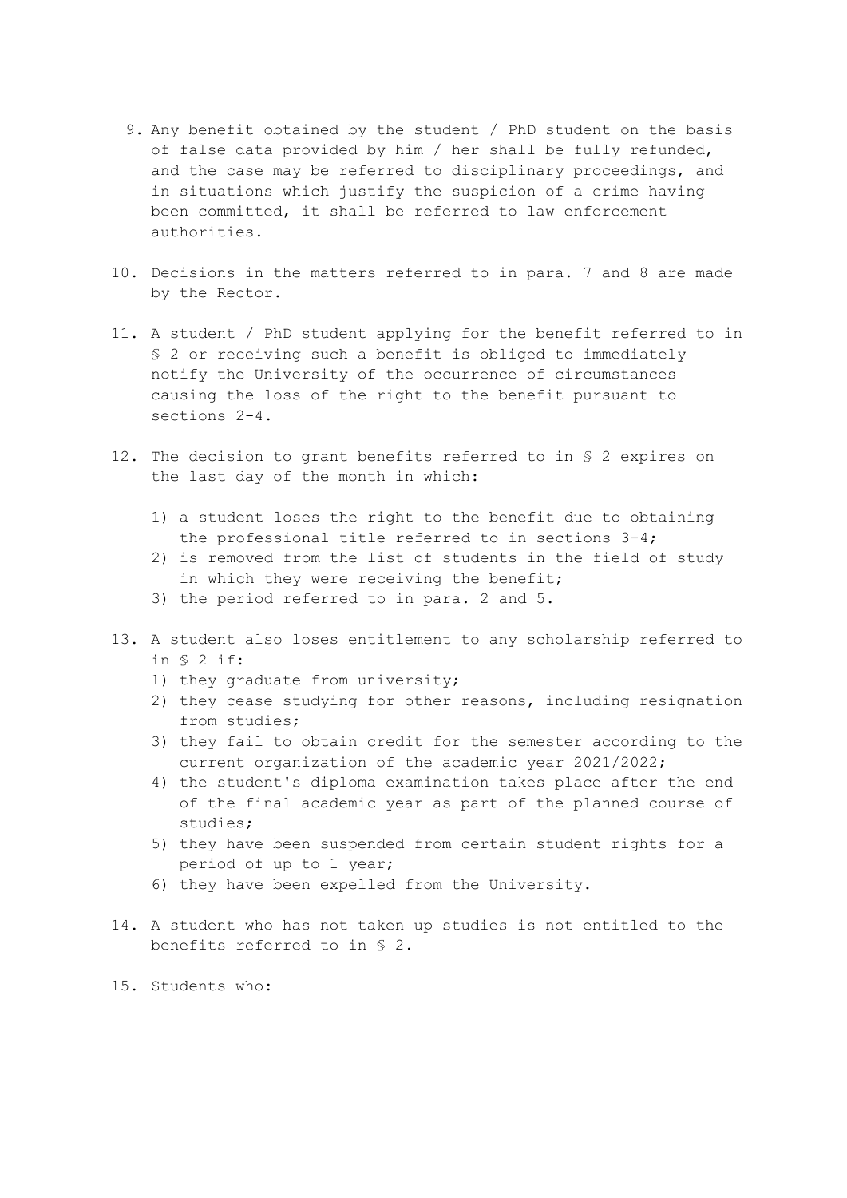9. Any benefit obtained by the student / PhD student on the basis of false data provided by him / her shall be fully refunded, and the case may be referred to disciplinary proceedings, and in situations which justify the suspicion of a crime having been committed, it shall be referred to law enforcement authorities.

10. Decisions in the matters referred to in para. 7 and 8 are made by the Rector.

11. A student / PhD student applying for the benefit referred to in § 2 or receiving such a benefit is obliged to immediately notify the University of the occurrence of circumstances causing the loss of the right to the benefit pursuant to sections 2-4.

12. The decision to grant benefits referred to in § 2 expires on the last day of the month in which:

    1) a student loses the right to the benefit due to obtaining the professional title referred to in sections 3-4;
    2) is removed from the list of students in the field of study in which they were receiving the benefit;
    3) the period referred to in para. 2 and 5.

13. A student also loses entitlement to any scholarship referred to in § 2 if:
    1) they graduate from university;
    2) they cease studying for other reasons, including resignation from studies;
    3) they fail to obtain credit for the semester according to the current organization of the academic year 2021/2022;
    4) the student's diploma examination takes place after the end of the final academic year as part of the planned course of studies;
    5) they have been suspended from certain student rights for a period of up to 1 year;
    6) they have been expelled from the University.

14. A student who has not taken up studies is not entitled to the benefits referred to in § 2.

15. Students who: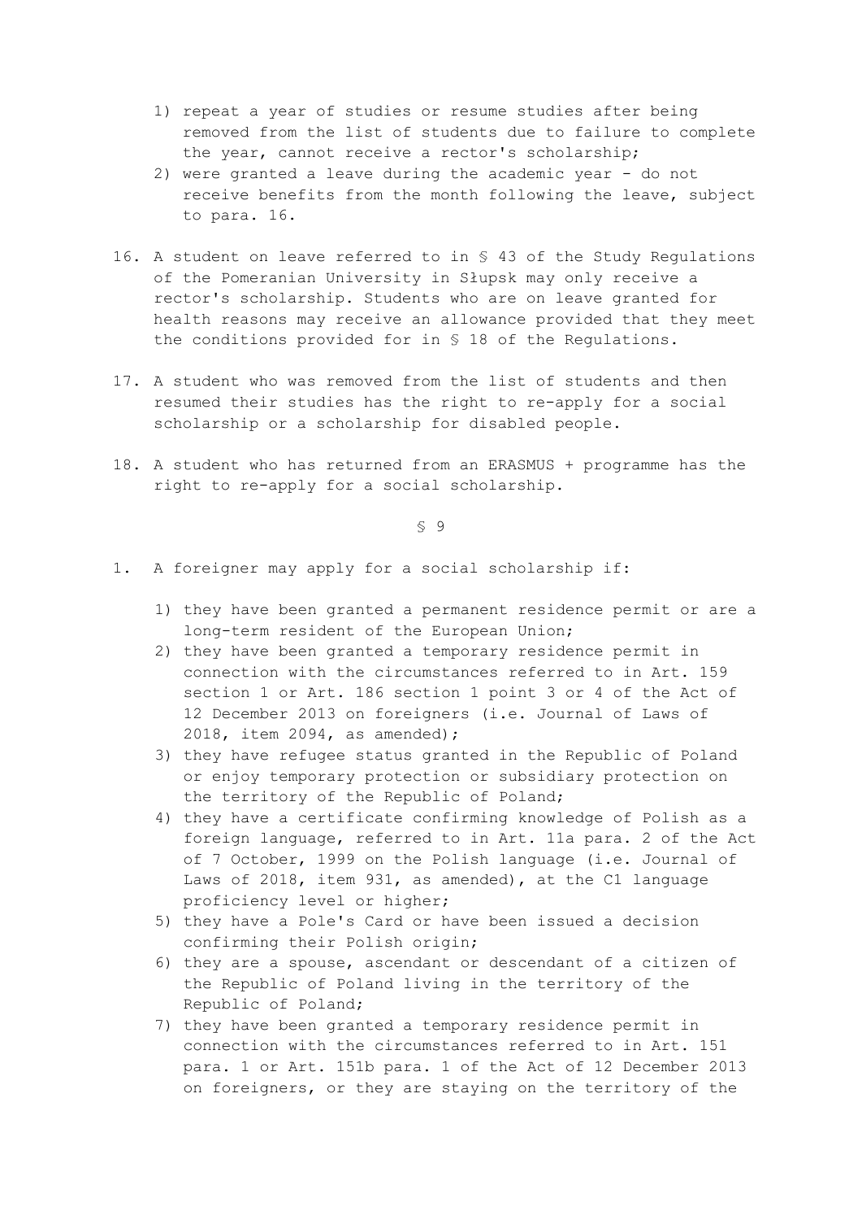1) repeat a year of studies or resume studies after being removed from the list of students due to failure to complete the year, cannot receive a rector's scholarship;
2) were granted a leave during the academic year - do not receive benefits from the month following the leave, subject to para. 16.

16. A student on leave referred to in § 43 of the Study Regulations of the Pomeranian University in Słupsk may only receive a rector's scholarship. Students who are on leave granted for health reasons may receive an allowance provided that they meet the conditions provided for in § 18 of the Regulations.

17. A student who was removed from the list of students and then resumed their studies has the right to re-apply for a social scholarship or a scholarship for disabled people.

18. A student who has returned from an ERASMUS + programme has the right to re-apply for a social scholarship.

§ 9

1. A foreigner may apply for a social scholarship if:

    1) they have been granted a permanent residence permit or are a long-term resident of the European Union;
    2) they have been granted a temporary residence permit in connection with the circumstances referred to in Art. 159 section 1 or Art. 186 section 1 point 3 or 4 of the Act of 12 December 2013 on foreigners (i.e. Journal of Laws of 2018, item 2094, as amended);
    3) they have refugee status granted in the Republic of Poland or enjoy temporary protection or subsidiary protection on the territory of the Republic of Poland;
    4) they have a certificate confirming knowledge of Polish as a foreign language, referred to in Art. 11a para. 2 of the Act of 7 October, 1999 on the Polish language (i.e. Journal of Laws of 2018, item 931, as amended), at the C1 language proficiency level or higher;
    5) they have a Pole's Card or have been issued a decision confirming their Polish origin;
    6) they are a spouse, ascendant or descendant of a citizen of the Republic of Poland living in the territory of the Republic of Poland;
    7) they have been granted a temporary residence permit in connection with the circumstances referred to in Art. 151 para. 1 or Art. 151b para. 1 of the Act of 12 December 2013 on foreigners, or they are staying on the territory of the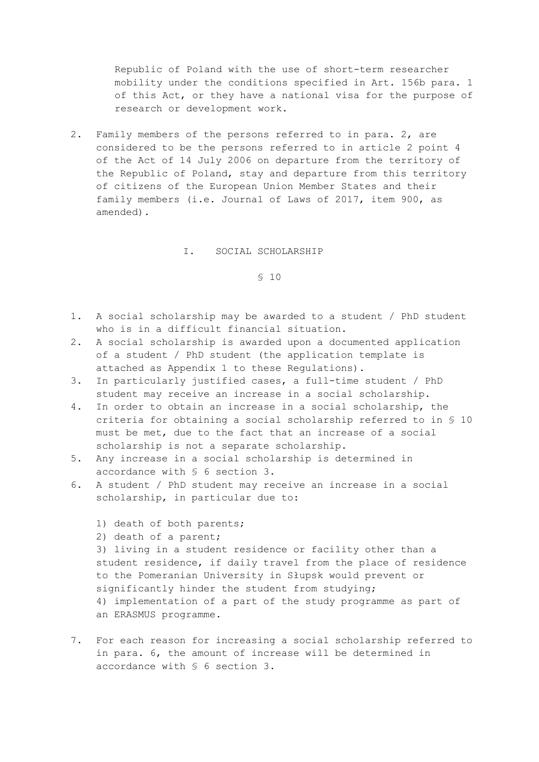Republic of Poland with the use of short-term researcher mobility under the conditions specified in Art. 156b para. 1 of this Act, or they have a national visa for the purpose of research or development work.

2. Family members of the persons referred to in para. 2, are considered to be the persons referred to in article 2 point 4 of the Act of 14 July 2006 on departure from the territory of the Republic of Poland, stay and departure from this territory of citizens of the European Union Member States and their family members (i.e. Journal of Laws of 2017, item 900, as amended).

## I. SOCIAL SCHOLARSHIP

### § 10

1. A social scholarship may be awarded to a student / PhD student who is in a difficult financial situation.
2. A social scholarship is awarded upon a documented application of a student / PhD student (the application template is attached as Appendix 1 to these Regulations).
3. In particularly justified cases, a full-time student / PhD student may receive an increase in a social scholarship.
4. In order to obtain an increase in a social scholarship, the criteria for obtaining a social scholarship referred to in § 10 must be met, due to the fact that an increase of a social scholarship is not a separate scholarship.
5. Any increase in a social scholarship is determined in accordance with § 6 section 3.
6. A student / PhD student may receive an increase in a social scholarship, in particular due to:

   1) death of both parents;
   2) death of a parent;
   3) living in a student residence or facility other than a student residence, if daily travel from the place of residence to the Pomeranian University in Słupsk would prevent or significantly hinder the student from studying;
   4) implementation of a part of the study programme as part of an ERASMUS programme.

7. For each reason for increasing a social scholarship referred to in para. 6, the amount of increase will be determined in accordance with § 6 section 3.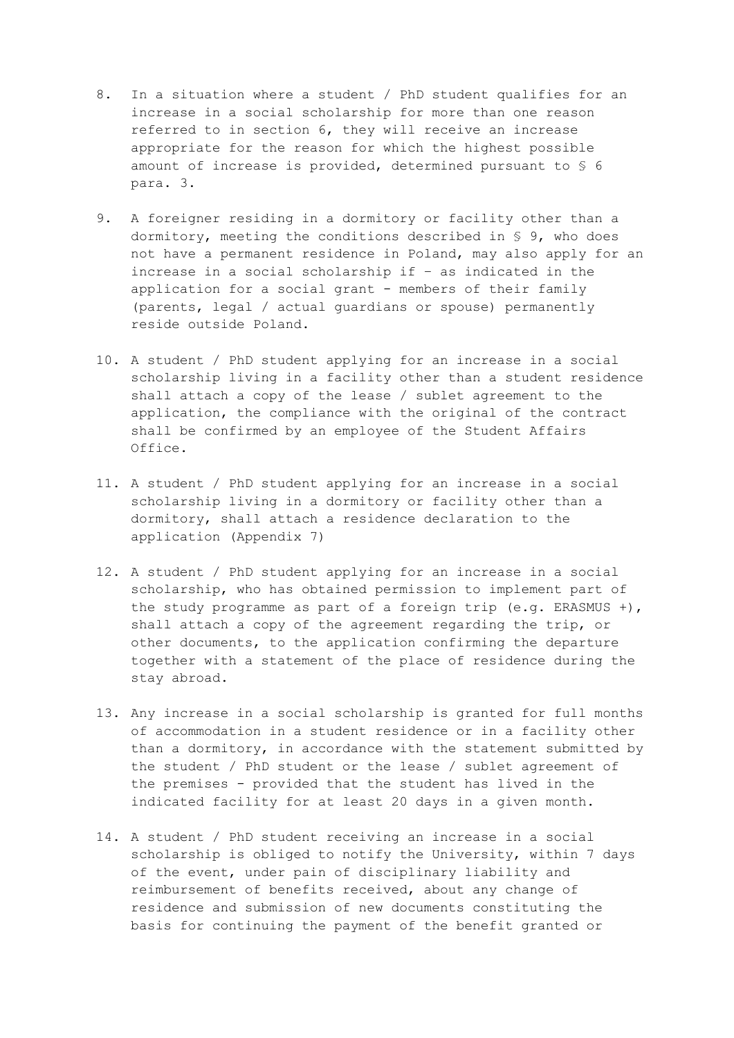8. In a situation where a student / PhD student qualifies for an increase in a social scholarship for more than one reason referred to in section 6, they will receive an increase appropriate for the reason for which the highest possible amount of increase is provided, determined pursuant to § 6 para. 3.

9. A foreigner residing in a dormitory or facility other than a dormitory, meeting the conditions described in § 9, who does not have a permanent residence in Poland, may also apply for an increase in a social scholarship if - as indicated in the application for a social grant - members of their family (parents, legal / actual guardians or spouse) permanently reside outside Poland.

10. A student / PhD student applying for an increase in a social scholarship living in a facility other than a student residence shall attach a copy of the lease / sublet agreement to the application, the compliance with the original of the contract shall be confirmed by an employee of the Student Affairs Office.

11. A student / PhD student applying for an increase in a social scholarship living in a dormitory or facility other than a dormitory, shall attach a residence declaration to the application (Appendix 7)

12. A student / PhD student applying for an increase in a social scholarship, who has obtained permission to implement part of the study programme as part of a foreign trip (e.g. ERASMUS +), shall attach a copy of the agreement regarding the trip, or other documents, to the application confirming the departure together with a statement of the place of residence during the stay abroad.

13. Any increase in a social scholarship is granted for full months of accommodation in a student residence or in a facility other than a dormitory, in accordance with the statement submitted by the student / PhD student or the lease / sublet agreement of the premises - provided that the student has lived in the indicated facility for at least 20 days in a given month.

14. A student / PhD student receiving an increase in a social scholarship is obliged to notify the University, within 7 days of the event, under pain of disciplinary liability and reimbursement of benefits received, about any change of residence and submission of new documents constituting the basis for continuing the payment of the benefit granted or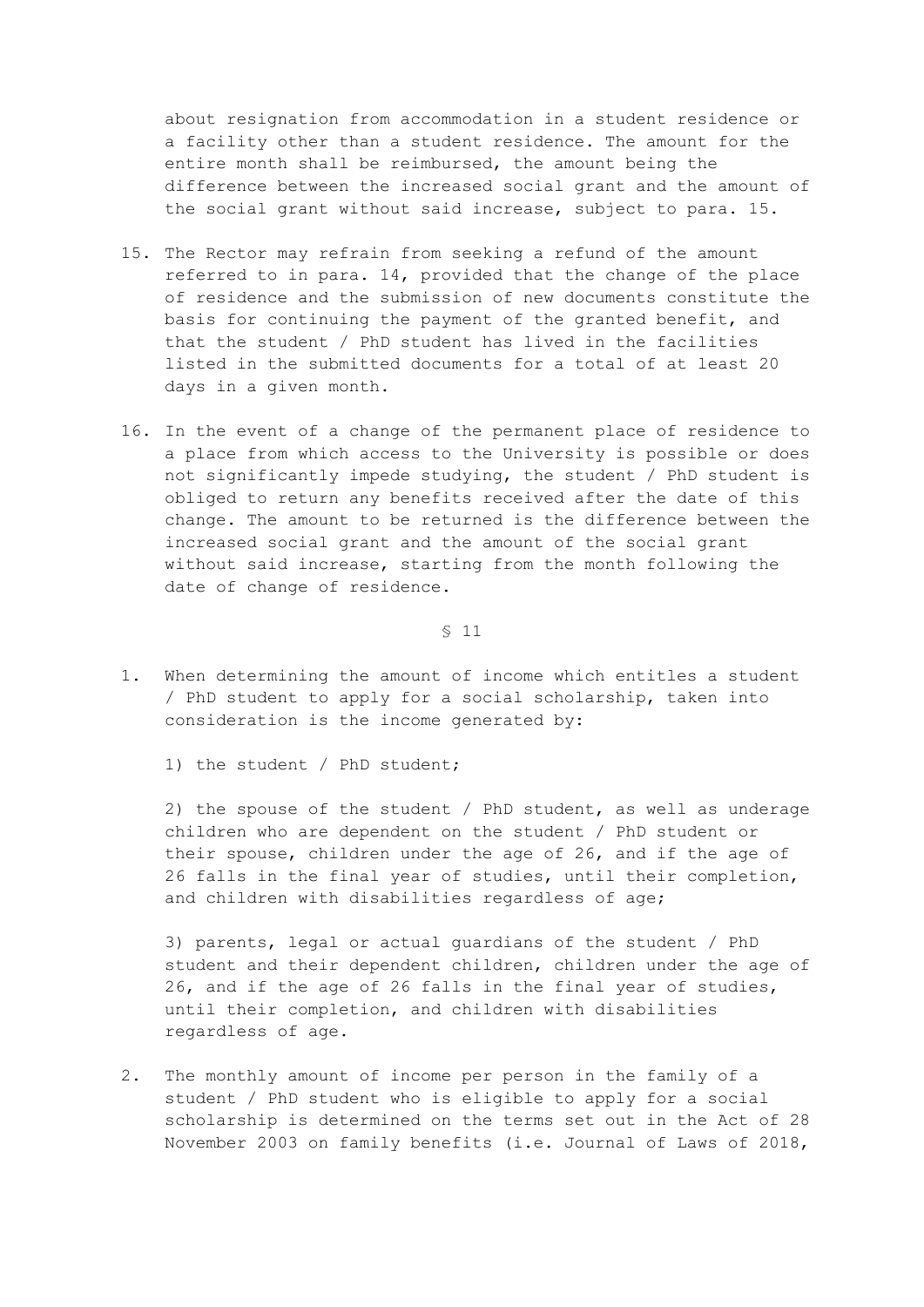about resignation from accommodation in a student residence or a facility other than a student residence. The amount for the entire month shall be reimbursed, the amount being the difference between the increased social grant and the amount of the social grant without said increase, subject to para. 15.

15. The Rector may refrain from seeking a refund of the amount referred to in para. 14, provided that the change of the place of residence and the submission of new documents constitute the basis for continuing the payment of the granted benefit, and that the student / PhD student has lived in the facilities listed in the submitted documents for a total of at least 20 days in a given month.

16. In the event of a change of the permanent place of residence to a place from which access to the University is possible or does not significantly impede studying, the student / PhD student is obliged to return any benefits received after the date of this change. The amount to be returned is the difference between the increased social grant and the amount of the social grant without said increase, starting from the month following the date of change of residence.

§ 11

1. When determining the amount of income which entitles a student / PhD student to apply for a social scholarship, taken into consideration is the income generated by:

   1) the student / PhD student;

   2) the spouse of the student / PhD student, as well as underage children who are dependent on the student / PhD student or their spouse, children under the age of 26, and if the age of 26 falls in the final year of studies, until their completion, and children with disabilities regardless of age;

   3) parents, legal or actual guardians of the student / PhD student and their dependent children, children under the age of 26, and if the age of 26 falls in the final year of studies, until their completion, and children with disabilities regardless of age.

2. The monthly amount of income per person in the family of a student / PhD student who is eligible to apply for a social scholarship is determined on the terms set out in the Act of 28 November 2003 on family benefits (i.e. Journal of Laws of 2018,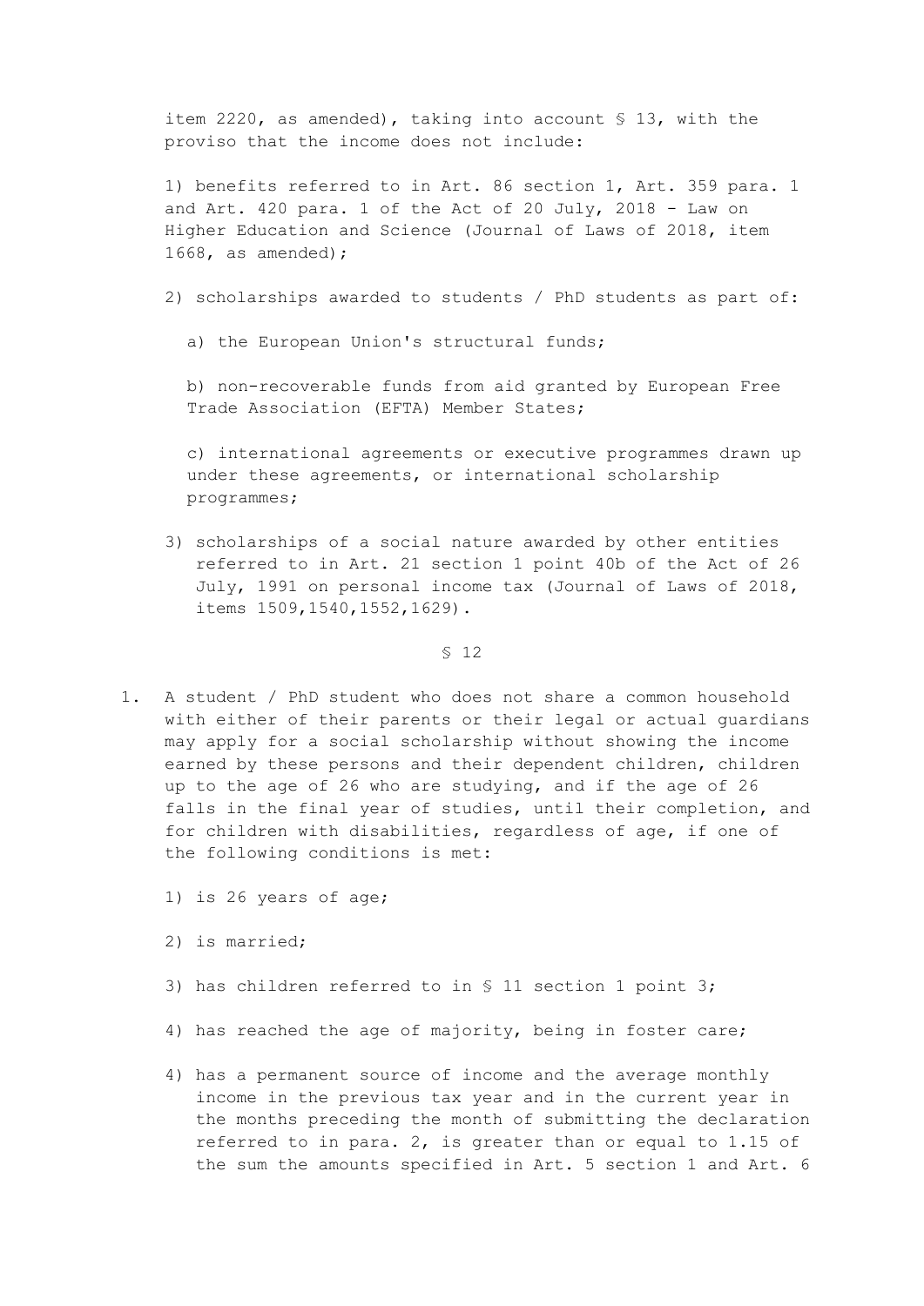item 2220, as amended), taking into account § 13, with the proviso that the income does not include:

1) benefits referred to in Art. 86 section 1, Art. 359 para. 1 and Art. 420 para. 1 of the Act of 20 July, 2018 - Law on Higher Education and Science (Journal of Laws of 2018, item 1668, as amended);

2) scholarships awarded to students / PhD students as part of:

   a) the European Union's structural funds;

   b) non-recoverable funds from aid granted by European Free Trade Association (EFTA) Member States;

   c) international agreements or executive programmes drawn up under these agreements, or international scholarship programmes;

3) scholarships of a social nature awarded by other entities referred to in Art. 21 section 1 point 40b of the Act of 26 July, 1991 on personal income tax (Journal of Laws of 2018, items 1509,1540,1552,1629).

§ 12

1. A student / PhD student who does not share a common household with either of their parents or their legal or actual guardians may apply for a social scholarship without showing the income earned by these persons and their dependent children, children up to the age of 26 who are studying, and if the age of 26 falls in the final year of studies, until their completion, and for children with disabilities, regardless of age, if one of the following conditions is met:

   1) is 26 years of age;

   2) is married;

   3) has children referred to in § 11 section 1 point 3;

   4) has reached the age of majority, being in foster care;

   4) has a permanent source of income and the average monthly income in the previous tax year and in the current year in the months preceding the month of submitting the declaration referred to in para. 2, is greater than or equal to 1.15 of the sum the amounts specified in Art. 5 section 1 and Art. 6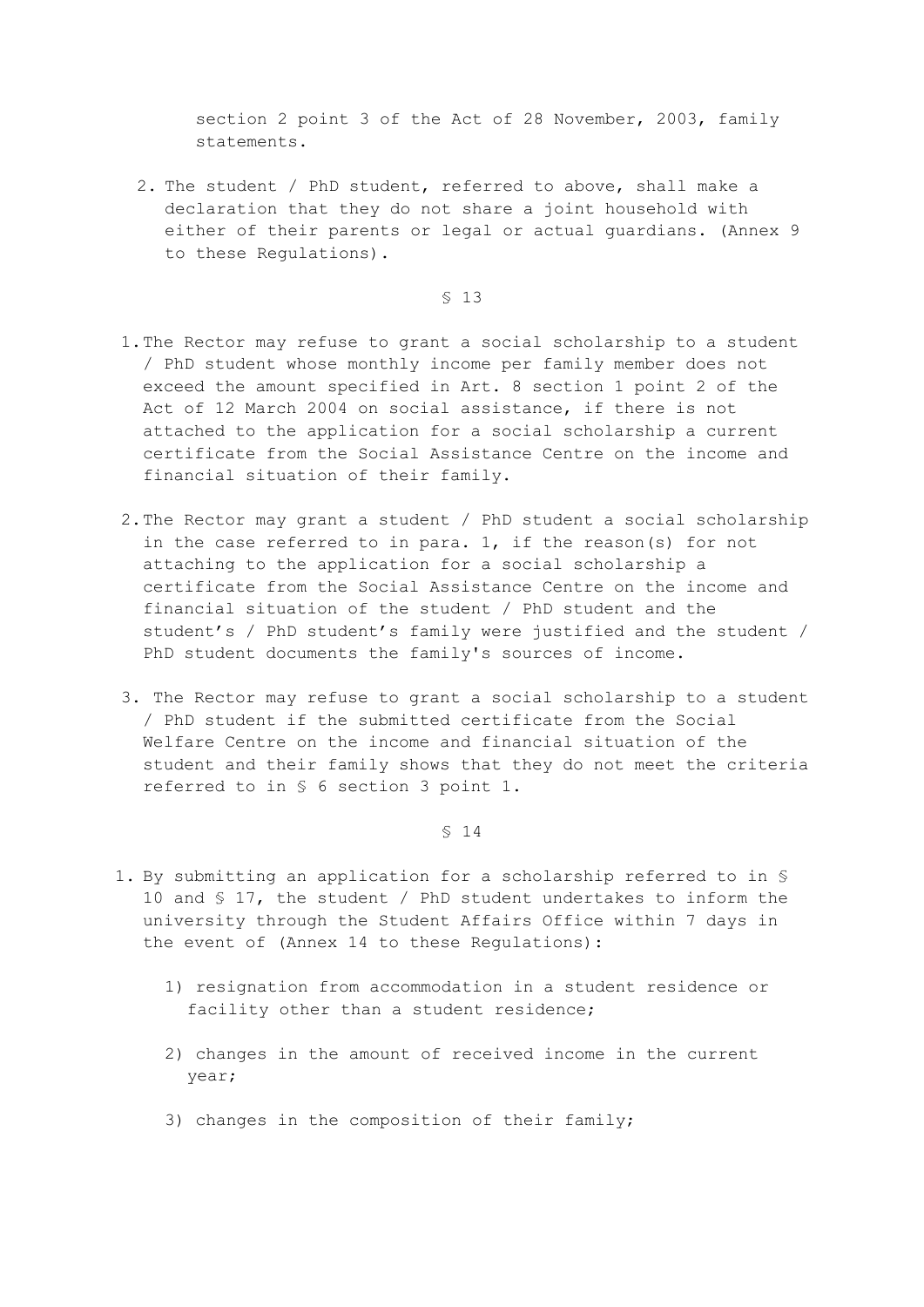section 2 point 3 of the Act of 28 November, 2003, family statements.

2. The student / PhD student, referred to above, shall make a declaration that they do not share a joint household with either of their parents or legal or actual guardians. (Annex 9 to these Regulations).

§ 13

1. The Rector may refuse to grant a social scholarship to a student / PhD student whose monthly income per family member does not exceed the amount specified in Art. 8 section 1 point 2 of the Act of 12 March 2004 on social assistance, if there is not attached to the application for a social scholarship a current certificate from the Social Assistance Centre on the income and financial situation of their family.

2. The Rector may grant a student / PhD student a social scholarship in the case referred to in para. 1, if the reason(s) for not attaching to the application for a social scholarship a certificate from the Social Assistance Centre on the income and financial situation of the student / PhD student and the student's / PhD student's family were justified and the student / PhD student documents the family's sources of income.

3. The Rector may refuse to grant a social scholarship to a student / PhD student if the submitted certificate from the Social Welfare Centre on the income and financial situation of the student and their family shows that they do not meet the criteria referred to in § 6 section 3 point 1.

§ 14

1. By submitting an application for a scholarship referred to in § 10 and § 17, the student / PhD student undertakes to inform the university through the Student Affairs Office within 7 days in the event of (Annex 14 to these Regulations):

   1) resignation from accommodation in a student residence or facility other than a student residence;

   2) changes in the amount of received income in the current year;

   3) changes in the composition of their family;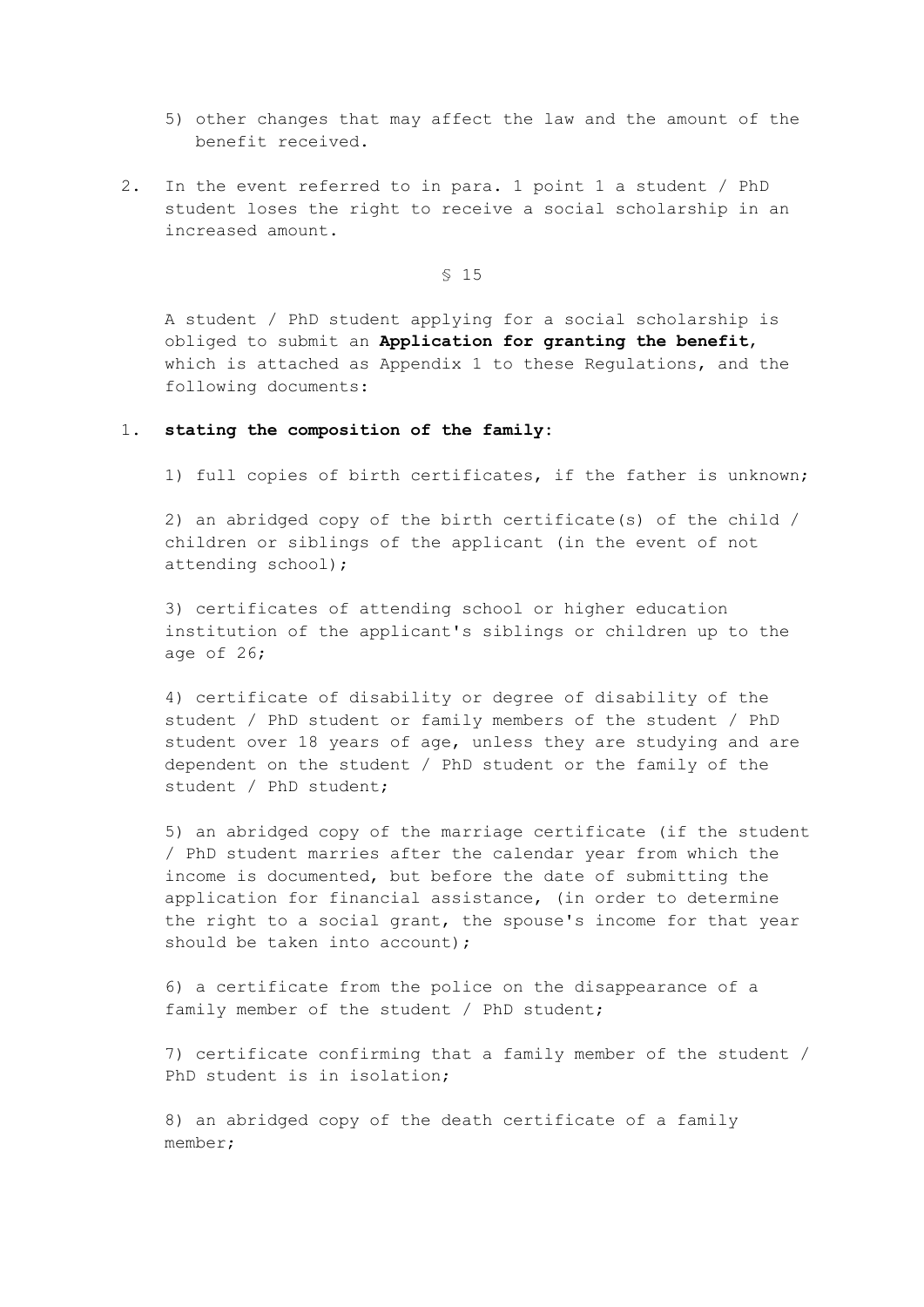5) other changes that may affect the law and the amount of the benefit received.

2. In the event referred to in para. 1 point 1 a student / PhD student loses the right to receive a social scholarship in an increased amount.

§ 15

A student / PhD student applying for a social scholarship is obliged to submit an **Application for granting the benefit**, which is attached as Appendix 1 to these Regulations, and the following documents:

1. **stating the composition of the family:**

   1) full copies of birth certificates, if the father is unknown;

   2) an abridged copy of the birth certificate(s) of the child / children or siblings of the applicant (in the event of not attending school);

   3) certificates of attending school or higher education institution of the applicant's siblings or children up to the age of 26;

   4) certificate of disability or degree of disability of the student / PhD student or family members of the student / PhD student over 18 years of age, unless they are studying and are dependent on the student / PhD student or the family of the student / PhD student;

   5) an abridged copy of the marriage certificate (if the student / PhD student marries after the calendar year from which the income is documented, but before the date of submitting the application for financial assistance, (in order to determine the right to a social grant, the spouse's income for that year should be taken into account);

   6) a certificate from the police on the disappearance of a family member of the student / PhD student;

   7) certificate confirming that a family member of the student / PhD student is in isolation;

   8) an abridged copy of the death certificate of a family member;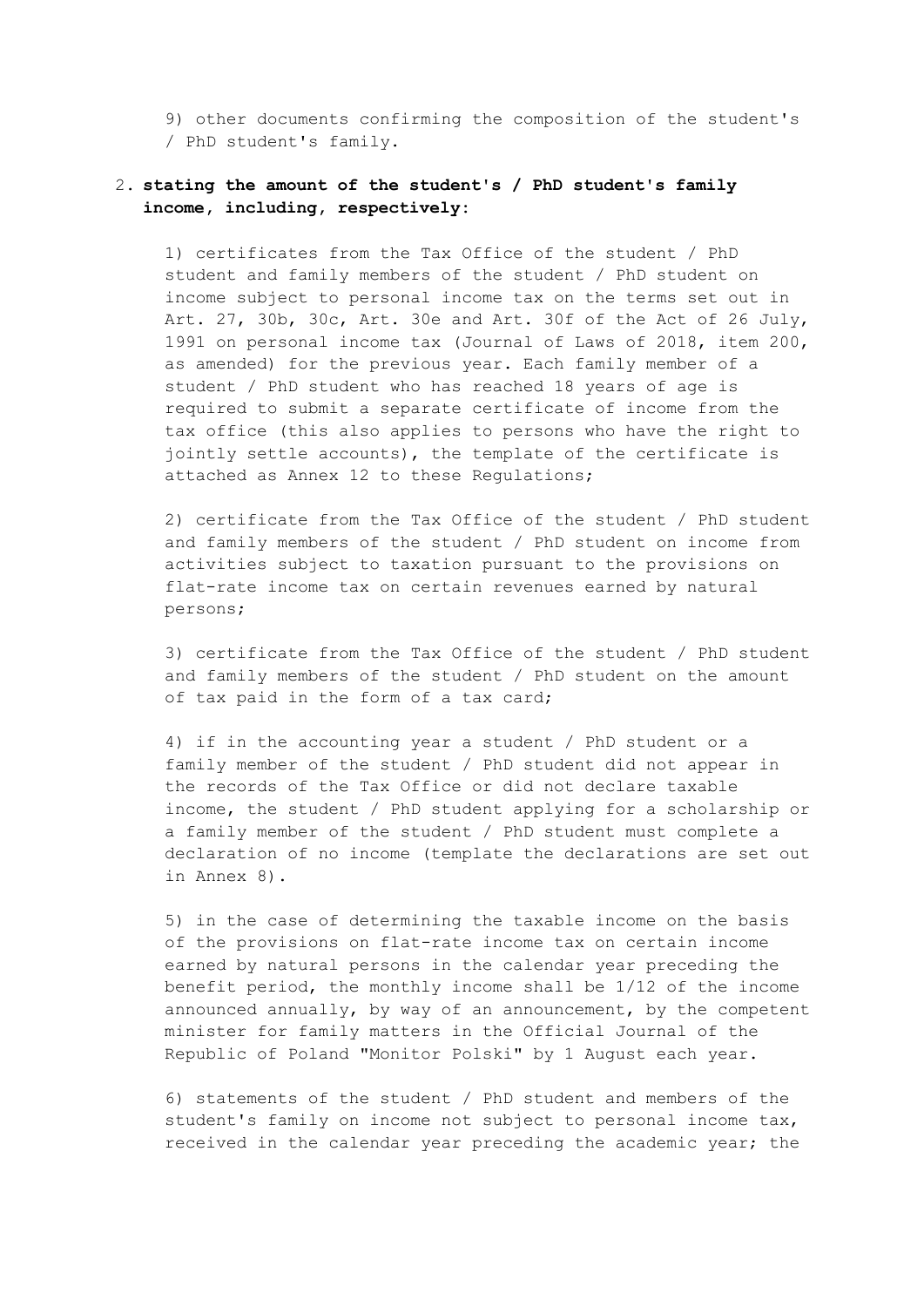9) other documents confirming the composition of the student's / PhD student's family.

2. **stating the amount of the student's / PhD student's family income, including, respectively:**

   1) certificates from the Tax Office of the student / PhD student and family members of the student / PhD student on income subject to personal income tax on the terms set out in Art. 27, 30b, 30c, Art. 30e and Art. 30f of the Act of 26 July, 1991 on personal income tax (Journal of Laws of 2018, item 200, as amended) for the previous year. Each family member of a student / PhD student who has reached 18 years of age is required to submit a separate certificate of income from the tax office (this also applies to persons who have the right to jointly settle accounts), the template of the certificate is attached as Annex 12 to these Regulations;

   2) certificate from the Tax Office of the student / PhD student and family members of the student / PhD student on income from activities subject to taxation pursuant to the provisions on flat-rate income tax on certain revenues earned by natural persons;

   3) certificate from the Tax Office of the student / PhD student and family members of the student / PhD student on the amount of tax paid in the form of a tax card;

   4) if in the accounting year a student / PhD student or a family member of the student / PhD student did not appear in the records of the Tax Office or did not declare taxable income, the student / PhD student applying for a scholarship or a family member of the student / PhD student must complete a declaration of no income (template the declarations are set out in Annex 8).

   5) in the case of determining the taxable income on the basis of the provisions on flat-rate income tax on certain income earned by natural persons in the calendar year preceding the benefit period, the monthly income shall be 1/12 of the income announced annually, by way of an announcement, by the competent minister for family matters in the Official Journal of the Republic of Poland "Monitor Polski" by 1 August each year.

   6) statements of the student / PhD student and members of the student's family on income not subject to personal income tax, received in the calendar year preceding the academic year; the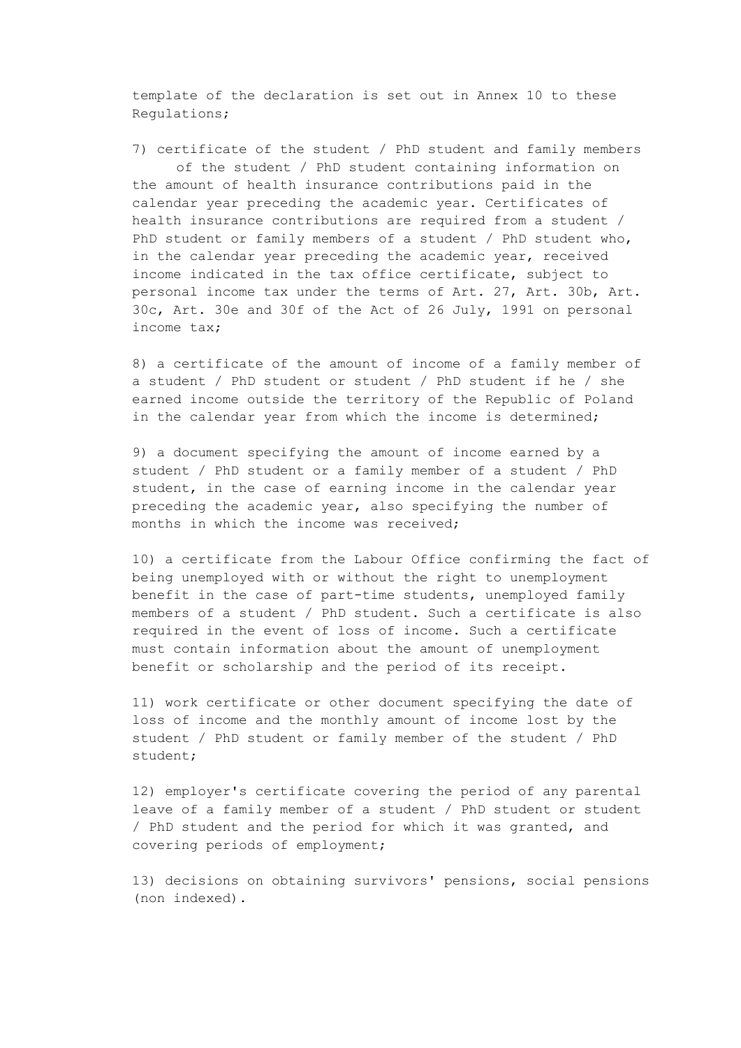template of the declaration is set out in Annex 10 to these Regulations;

7) certificate of the student / PhD student and family members of the student / PhD student containing information on the amount of health insurance contributions paid in the calendar year preceding the academic year. Certificates of health insurance contributions are required from a student / PhD student or family members of a student / PhD student who, in the calendar year preceding the academic year, received income indicated in the tax office certificate, subject to personal income tax under the terms of Art. 27, Art. 30b, Art. 30c, Art. 30e and 30f of the Act of 26 July, 1991 on personal income tax;

8) a certificate of the amount of income of a family member of a student / PhD student or student / PhD student if he / she earned income outside the territory of the Republic of Poland in the calendar year from which the income is determined;

9) a document specifying the amount of income earned by a student / PhD student or a family member of a student / PhD student, in the case of earning income in the calendar year preceding the academic year, also specifying the number of months in which the income was received;

10) a certificate from the Labour Office confirming the fact of being unemployed with or without the right to unemployment benefit in the case of part-time students, unemployed family members of a student / PhD student. Such a certificate is also required in the event of loss of income. Such a certificate must contain information about the amount of unemployment benefit or scholarship and the period of its receipt.

11) work certificate or other document specifying the date of loss of income and the monthly amount of income lost by the student / PhD student or family member of the student / PhD student;

12) employer's certificate covering the period of any parental leave of a family member of a student / PhD student or student / PhD student and the period for which it was granted, and covering periods of employment;

13) decisions on obtaining survivors' pensions, social pensions (non indexed).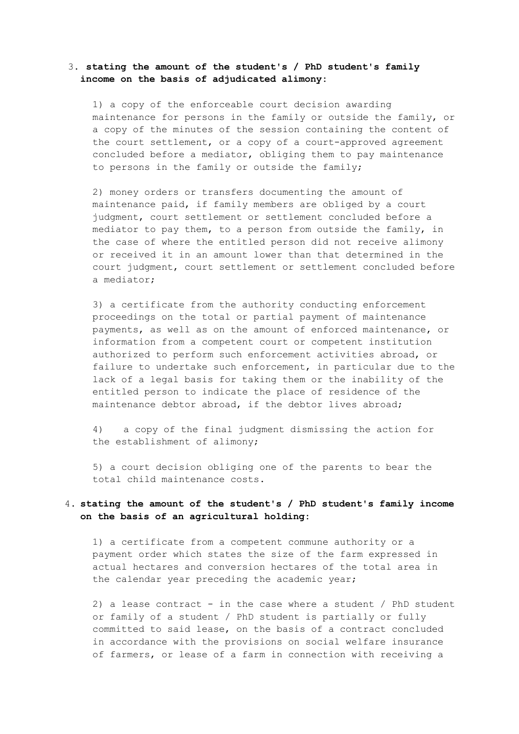3. **stating the amount of the student's / PhD student's family income on the basis of adjudicated alimony:**

   1) a copy of the enforceable court decision awarding maintenance for persons in the family or outside the family, or a copy of the minutes of the session containing the content of the court settlement, or a copy of a court-approved agreement concluded before a mediator, obliging them to pay maintenance to persons in the family or outside the family;

   2) money orders or transfers documenting the amount of maintenance paid, if family members are obliged by a court judgment, court settlement or settlement concluded before a mediator to pay them, to a person from outside the family, in the case of where the entitled person did not receive alimony or received it in an amount lower than that determined in the court judgment, court settlement or settlement concluded before a mediator;

   3) a certificate from the authority conducting enforcement proceedings on the total or partial payment of maintenance payments, as well as on the amount of enforced maintenance, or information from a competent court or competent institution authorized to perform such enforcement activities abroad, or failure to undertake such enforcement, in particular due to the lack of a legal basis for taking them or the inability of the entitled person to indicate the place of residence of the maintenance debtor abroad, if the debtor lives abroad;

   4) a copy of the final judgment dismissing the action for the establishment of alimony;

   5) a court decision obliging one of the parents to bear the total child maintenance costs.

4. **stating the amount of the student's / PhD student's family income on the basis of an agricultural holding:**

   1) a certificate from a competent commune authority or a payment order which states the size of the farm expressed in actual hectares and conversion hectares of the total area in the calendar year preceding the academic year;

   2) a lease contract - in the case where a student / PhD student or family of a student / PhD student is partially or fully committed to said lease, on the basis of a contract concluded in accordance with the provisions on social welfare insurance of farmers, or lease of a farm in connection with receiving a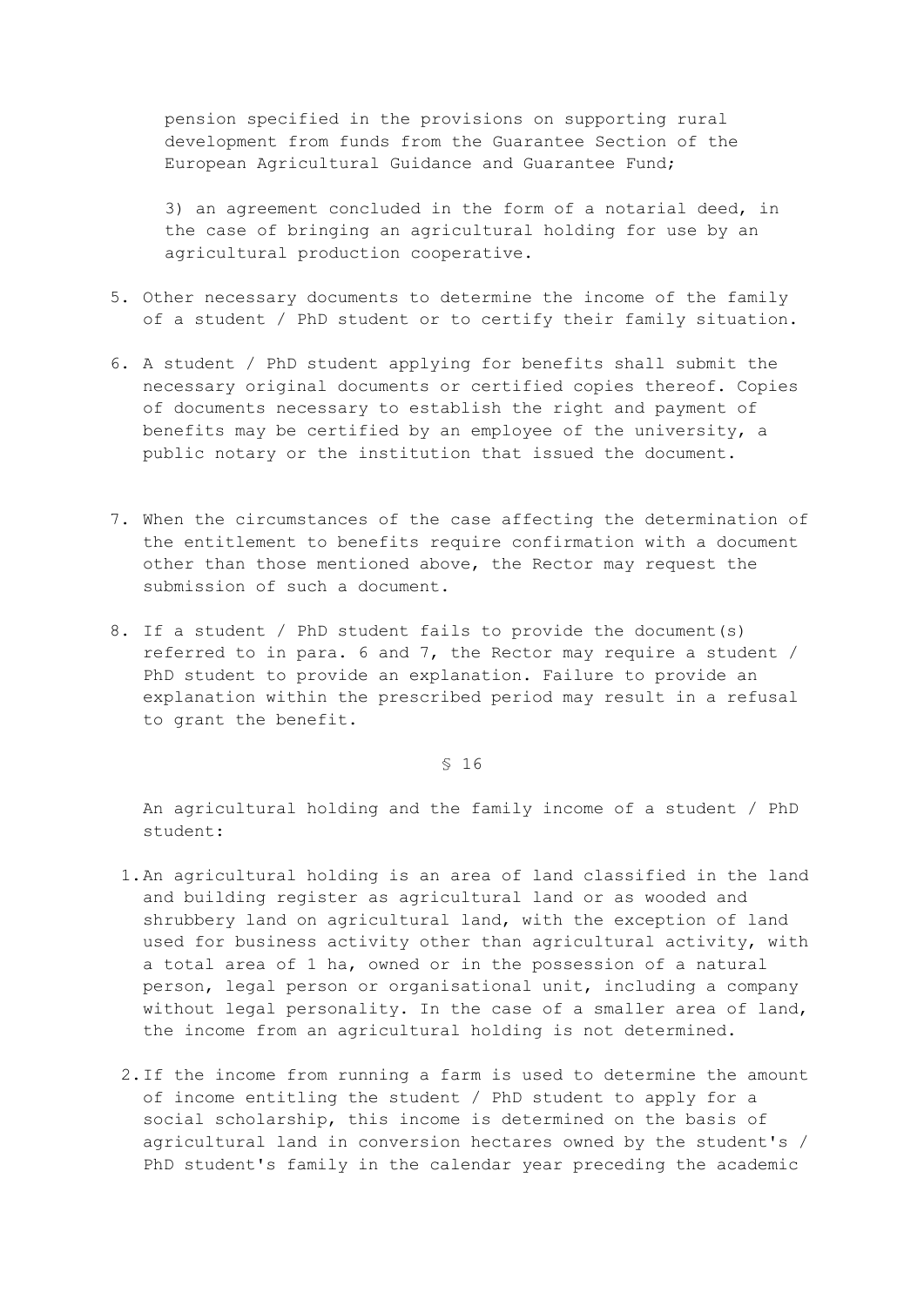pension specified in the provisions on supporting rural development from funds from the Guarantee Section of the European Agricultural Guidance and Guarantee Fund;

3) an agreement concluded in the form of a notarial deed, in the case of bringing an agricultural holding for use by an agricultural production cooperative.

5. Other necessary documents to determine the income of the family of a student / PhD student or to certify their family situation.

6. A student / PhD student applying for benefits shall submit the necessary original documents or certified copies thereof. Copies of documents necessary to establish the right and payment of benefits may be certified by an employee of the university, a public notary or the institution that issued the document.

7. When the circumstances of the case affecting the determination of the entitlement to benefits require confirmation with a document other than those mentioned above, the Rector may request the submission of such a document.

8. If a student / PhD student fails to provide the document(s) referred to in para. 6 and 7, the Rector may require a student / PhD student to provide an explanation. Failure to provide an explanation within the prescribed period may result in a refusal to grant the benefit.

§ 16

An agricultural holding and the family income of a student / PhD student:

1. An agricultural holding is an area of land classified in the land and building register as agricultural land or as wooded and shrubbery land on agricultural land, with the exception of land used for business activity other than agricultural activity, with a total area of 1 ha, owned or in the possession of a natural person, legal person or organisational unit, including a company without legal personality. In the case of a smaller area of land, the income from an agricultural holding is not determined.

2. If the income from running a farm is used to determine the amount of income entitling the student / PhD student to apply for a social scholarship, this income is determined on the basis of agricultural land in conversion hectares owned by the student's / PhD student's family in the calendar year preceding the academic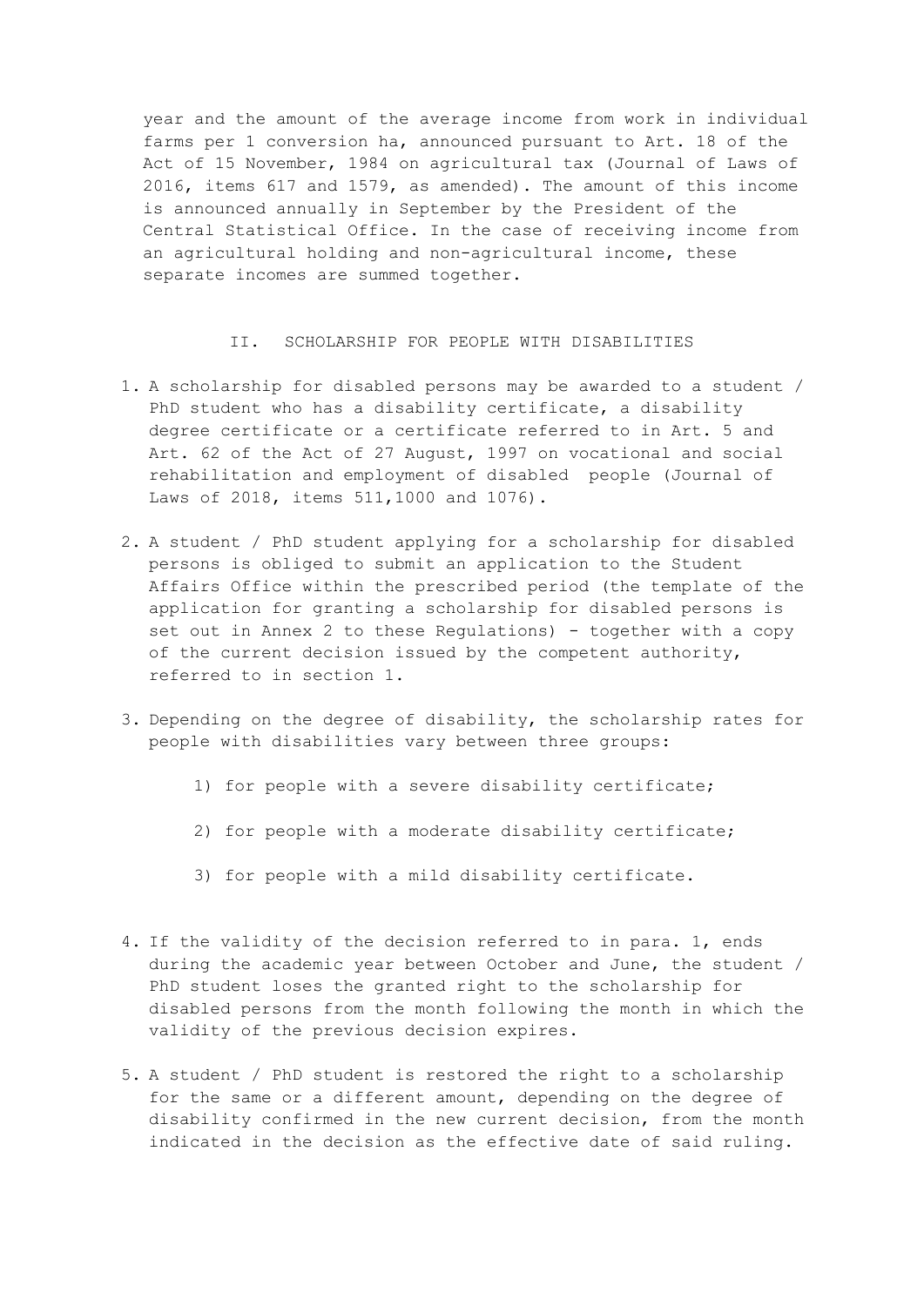year and the amount of the average income from work in individual farms per 1 conversion ha, announced pursuant to Art. 18 of the Act of 15 November, 1984 on agricultural tax (Journal of Laws of 2016, items 617 and 1579, as amended). The amount of this income is announced annually in September by the President of the Central Statistical Office. In the case of receiving income from an agricultural holding and non-agricultural income, these separate incomes are summed together.

## II. SCHOLARSHIP FOR PEOPLE WITH DISABILITIES

1. A scholarship for disabled persons may be awarded to a student / PhD student who has a disability certificate, a disability degree certificate or a certificate referred to in Art. 5 and Art. 62 of the Act of 27 August, 1997 on vocational and social rehabilitation and employment of disabled people (Journal of Laws of 2018, items 511,1000 and 1076).

2. A student / PhD student applying for a scholarship for disabled persons is obliged to submit an application to the Student Affairs Office within the prescribed period (the template of the application for granting a scholarship for disabled persons is set out in Annex 2 to these Regulations) - together with a copy of the current decision issued by the competent authority, referred to in section 1.

3. Depending on the degree of disability, the scholarship rates for people with disabilities vary between three groups:

   1) for people with a severe disability certificate;

   2) for people with a moderate disability certificate;

   3) for people with a mild disability certificate.

4. If the validity of the decision referred to in para. 1, ends during the academic year between October and June, the student / PhD student loses the granted right to the scholarship for disabled persons from the month following the month in which the validity of the previous decision expires.

5. A student / PhD student is restored the right to a scholarship for the same or a different amount, depending on the degree of disability confirmed in the new current decision, from the month indicated in the decision as the effective date of said ruling.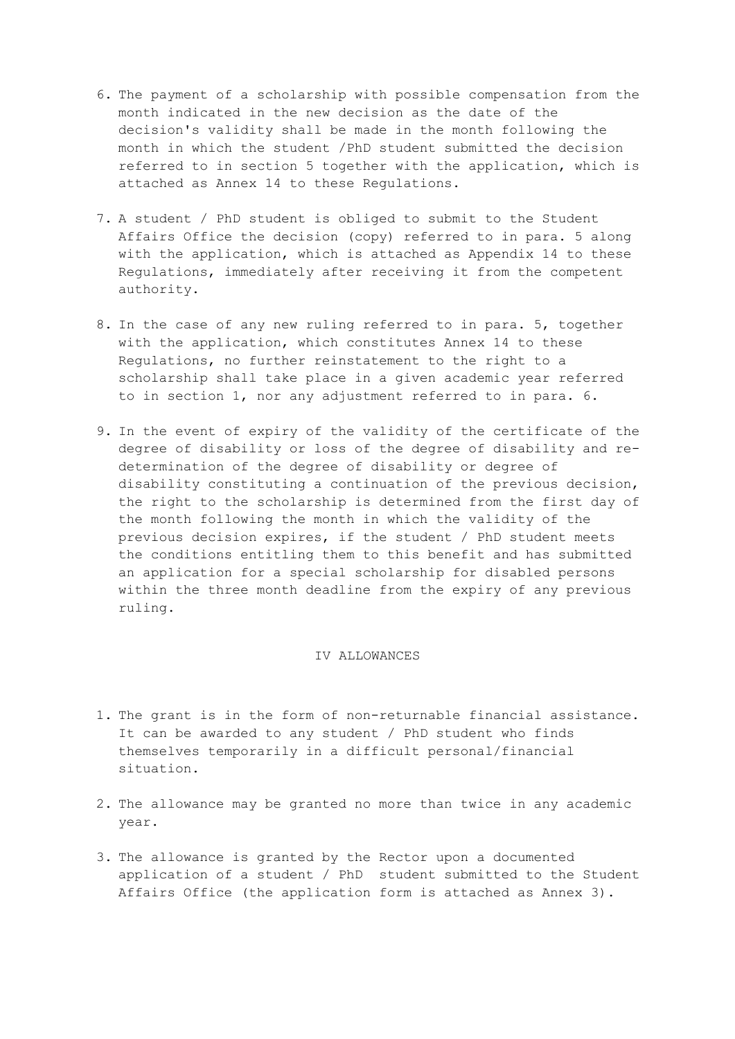6. The payment of a scholarship with possible compensation from the month indicated in the new decision as the date of the decision's validity shall be made in the month following the month in which the student /PhD student submitted the decision referred to in section 5 together with the application, which is attached as Annex 14 to these Regulations.

7. A student / PhD student is obliged to submit to the Student Affairs Office the decision (copy) referred to in para. 5 along with the application, which is attached as Appendix 14 to these Regulations, immediately after receiving it from the competent authority.

8. In the case of any new ruling referred to in para. 5, together with the application, which constitutes Annex 14 to these Regulations, no further reinstatement to the right to a scholarship shall take place in a given academic year referred to in section 1, nor any adjustment referred to in para. 6.

9. In the event of expiry of the validity of the certificate of the degree of disability or loss of the degree of disability and re-determination of the degree of disability or degree of disability constituting a continuation of the previous decision, the right to the scholarship is determined from the first day of the month following the month in which the validity of the previous decision expires, if the student / PhD student meets the conditions entitling them to this benefit and has submitted an application for a special scholarship for disabled persons within the three month deadline from the expiry of any previous ruling.

## IV ALLOWANCES

1. The grant is in the form of non-returnable financial assistance. It can be awarded to any student / PhD student who finds themselves temporarily in a difficult personal/financial situation.

2. The allowance may be granted no more than twice in any academic year.

3. The allowance is granted by the Rector upon a documented application of a student / PhD student submitted to the Student Affairs Office (the application form is attached as Annex 3).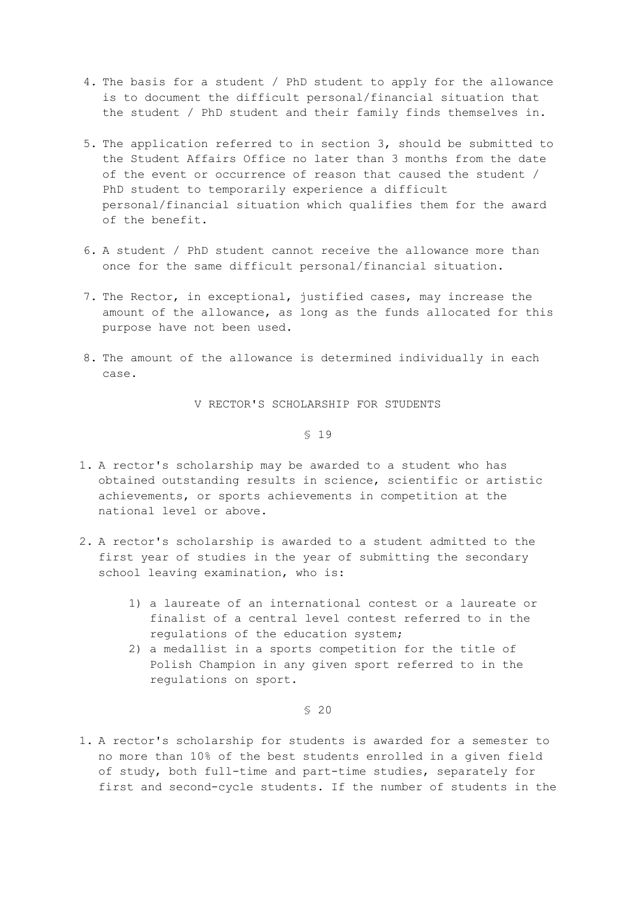4. The basis for a student / PhD student to apply for the allowance is to document the difficult personal/financial situation that the student / PhD student and their family finds themselves in.

5. The application referred to in section 3, should be submitted to the Student Affairs Office no later than 3 months from the date of the event or occurrence of reason that caused the student / PhD student to temporarily experience a difficult personal/financial situation which qualifies them for the award of the benefit.

6. A student / PhD student cannot receive the allowance more than once for the same difficult personal/financial situation.

7. The Rector, in exceptional, justified cases, may increase the amount of the allowance, as long as the funds allocated for this purpose have not been used.

8. The amount of the allowance is determined individually in each case.

## V RECTOR'S SCHOLARSHIP FOR STUDENTS

### § 19

1. A rector's scholarship may be awarded to a student who has obtained outstanding results in science, scientific or artistic achievements, or sports achievements in competition at the national level or above.

2. A rector's scholarship is awarded to a student admitted to the first year of studies in the year of submitting the secondary school leaving examination, who is:

    1) a laureate of an international contest or a laureate or finalist of a central level contest referred to in the regulations of the education system;
    2) a medallist in a sports competition for the title of Polish Champion in any given sport referred to in the regulations on sport.

### § 20

1. A rector's scholarship for students is awarded for a semester to no more than 10% of the best students enrolled in a given field of study, both full-time and part-time studies, separately for first and second-cycle students. If the number of students in the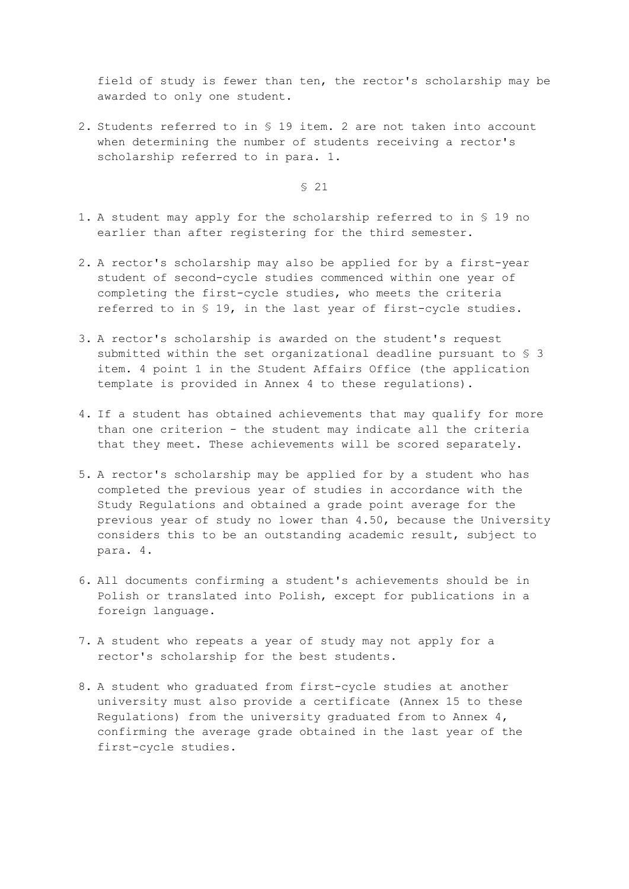field of study is fewer than ten, the rector's scholarship may be awarded to only one student.

2. Students referred to in § 19 item. 2 are not taken into account when determining the number of students receiving a rector's scholarship referred to in para. 1.

§ 21

1. A student may apply for the scholarship referred to in § 19 no earlier than after registering for the third semester.
2. A rector's scholarship may also be applied for by a first-year student of second-cycle studies commenced within one year of completing the first-cycle studies, who meets the criteria referred to in § 19, in the last year of first-cycle studies.
3. A rector's scholarship is awarded on the student's request submitted within the set organizational deadline pursuant to § 3 item. 4 point 1 in the Student Affairs Office (the application template is provided in Annex 4 to these regulations).
4. If a student has obtained achievements that may qualify for more than one criterion - the student may indicate all the criteria that they meet. These achievements will be scored separately.
5. A rector's scholarship may be applied for by a student who has completed the previous year of studies in accordance with the Study Regulations and obtained a grade point average for the previous year of study no lower than 4.50, because the University considers this to be an outstanding academic result, subject to para. 4.
6. All documents confirming a student's achievements should be in Polish or translated into Polish, except for publications in a foreign language.
7. A student who repeats a year of study may not apply for a rector's scholarship for the best students.
8. A student who graduated from first-cycle studies at another university must also provide a certificate (Annex 15 to these Regulations) from the university graduated from to Annex 4, confirming the average grade obtained in the last year of the first-cycle studies.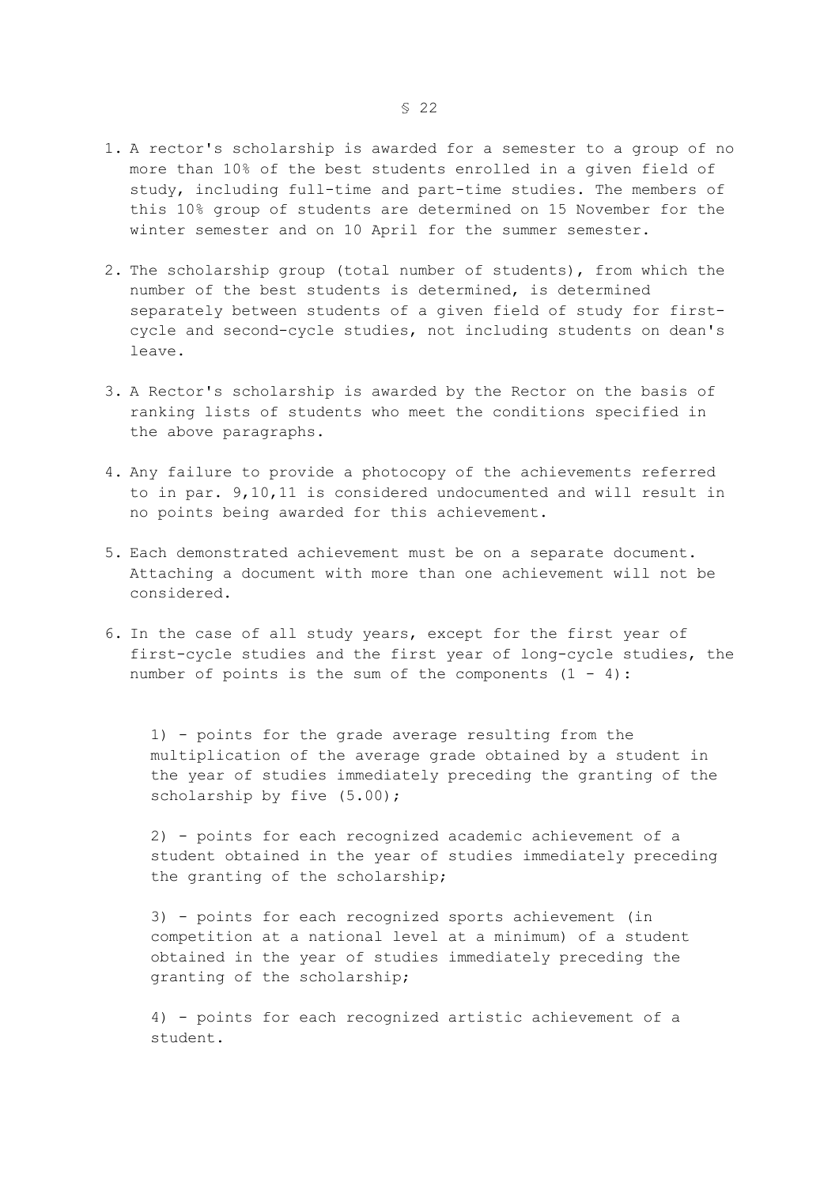## § 22

1. A rector's scholarship is awarded for a semester to a group of no more than 10% of the best students enrolled in a given field of study, including full-time and part-time studies. The members of this 10% group of students are determined on 15 November for the winter semester and on 10 April for the summer semester.

2. The scholarship group (total number of students), from which the number of the best students is determined, is determined separately between students of a given field of study for first-cycle and second-cycle studies, not including students on dean's leave.

3. A Rector's scholarship is awarded by the Rector on the basis of ranking lists of students who meet the conditions specified in the above paragraphs.

4. Any failure to provide a photocopy of the achievements referred to in par. 9,10,11 is considered undocumented and will result in no points being awarded for this achievement.

5. Each demonstrated achievement must be on a separate document. Attaching a document with more than one achievement will not be considered.

6. In the case of all study years, except for the first year of first-cycle studies and the first year of long-cycle studies, the number of points is the sum of the components (1 - 4):

   1) - points for the grade average resulting from the multiplication of the average grade obtained by a student in the year of studies immediately preceding the granting of the scholarship by five (5.00);

   2) - points for each recognized academic achievement of a student obtained in the year of studies immediately preceding the granting of the scholarship;

   3) - points for each recognized sports achievement (in competition at a national level at a minimum) of a student obtained in the year of studies immediately preceding the granting of the scholarship;

   4) - points for each recognized artistic achievement of a student.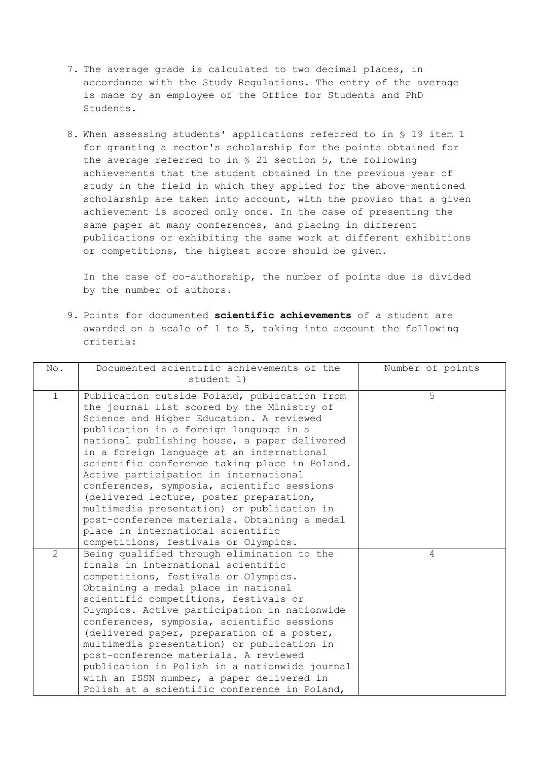7. The average grade is calculated to two decimal places, in accordance with the Study Regulations. The entry of the average is made by an employee of the Office for Students and PhD Students.

8. When assessing students' applications referred to in § 19 item 1 for granting a rector's scholarship for the points obtained for the average referred to in § 21 section 5, the following achievements that the student obtained in the previous year of study in the field in which they applied for the above-mentioned scholarship are taken into account, with the proviso that a given achievement is scored only once. In the case of presenting the same paper at many conferences, and placing in different publications or exhibiting the same work at different exhibitions or competitions, the highest score should be given.

   In the case of co-authorship, the number of points due is divided by the number of authors.

9. Points for documented **scientific achievements** of a student are awarded on a scale of 1 to 5, taking into account the following criteria:

| No. | Documented scientific achievements of the student 1) | Number of points |
|---|---|---|
| 1 | Publication outside Poland, publication from the journal list scored by the Ministry of Science and Higher Education. A reviewed publication in a foreign language in a national publishing house, a paper delivered in a foreign language at an international scientific conference taking place in Poland. Active participation in international conferences, symposia, scientific sessions (delivered lecture, poster preparation, multimedia presentation) or publication in post-conference materials. Obtaining a medal place in international scientific competitions, festivals or Olympics. | 5 |
| 2 | Being qualified through elimination to the finals in international scientific competitions, festivals or Olympics. Obtaining a medal place in national scientific competitions, festivals or Olympics. Active participation in nationwide conferences, symposia, scientific sessions (delivered paper, preparation of a poster, multimedia presentation) or publication in post-conference materials. A reviewed publication in Polish in a nationwide journal with an ISSN number, a paper delivered in Polish at a scientific conference in Poland, | 4 |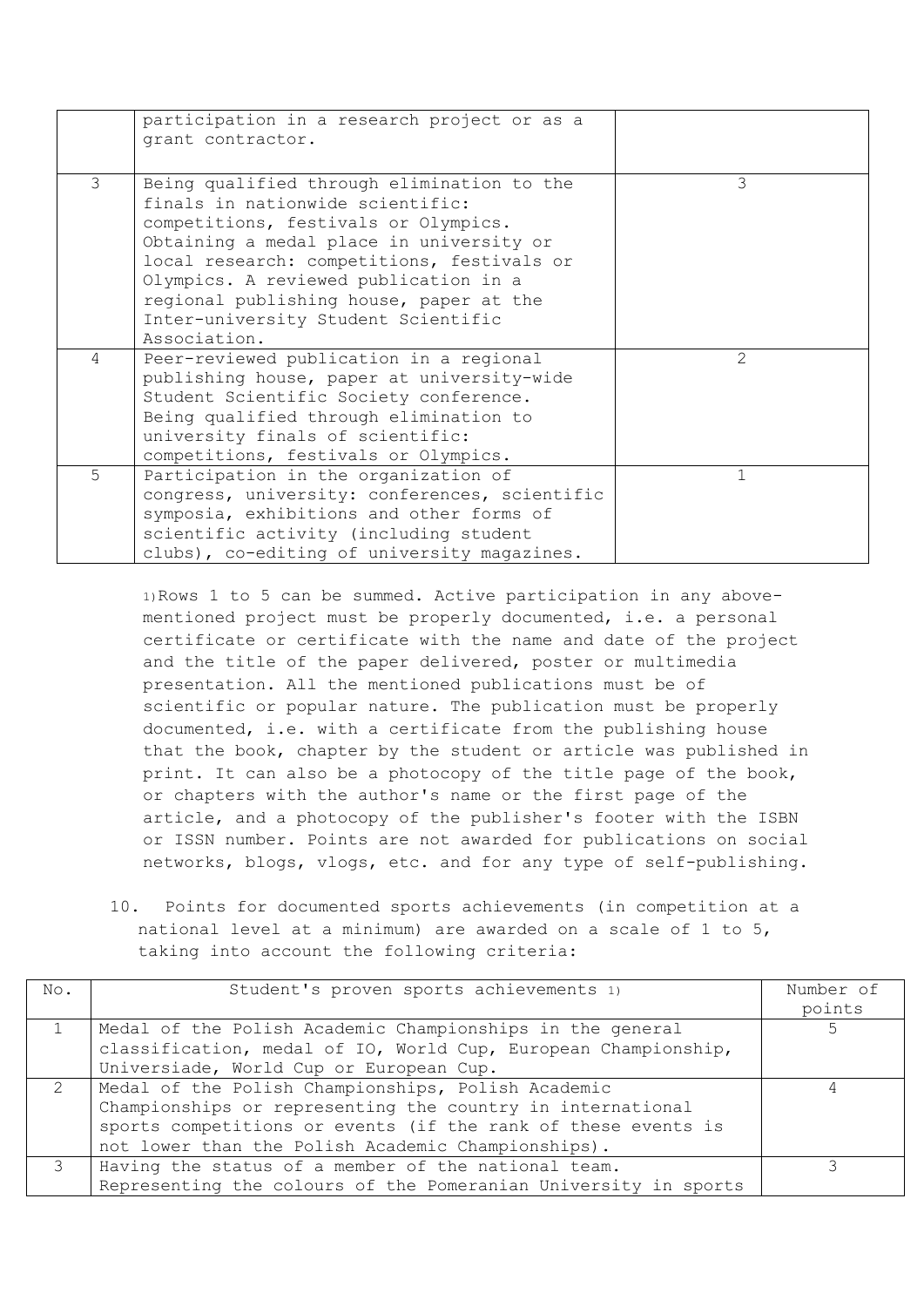| | | |
|---|---|---|
| | participation in a research project or as a grant contractor. | |
| 3 | Being qualified through elimination to the finals in nationwide scientific: competitions, festivals or Olympics. Obtaining a medal place in university or local research: competitions, festivals or Olympics. A reviewed publication in a regional publishing house, paper at the Inter-university Student Scientific Association. | 3 |
| 4 | Peer-reviewed publication in a regional publishing house, paper at university-wide Student Scientific Society conference. Being qualified through elimination to university finals of scientific: competitions, festivals or Olympics. | 2 |
| 5 | Participation in the organization of congress, university: conferences, scientific symposia, exhibitions and other forms of scientific activity (including student clubs), co-editing of university magazines. | 1 |

1) Rows 1 to 5 can be summed. Active participation in any above-mentioned project must be properly documented, i.e. a personal certificate or certificate with the name and date of the project and the title of the paper delivered, poster or multimedia presentation. All the mentioned publications must be of scientific or popular nature. The publication must be properly documented, i.e. with a certificate from the publishing house that the book, chapter by the student or article was published in print. It can also be a photocopy of the title page of the book, or chapters with the author's name or the first page of the article, and a photocopy of the publisher's footer with the ISBN or ISSN number. Points are not awarded for publications on social networks, blogs, vlogs, etc. and for any type of self-publishing.

10. Points for documented sports achievements (in competition at a national level at a minimum) are awarded on a scale of 1 to 5, taking into account the following criteria:

| No. | Student's proven sports achievements 1) | Number of points |
|---|---|---|
| 1 | Medal of the Polish Academic Championships in the general classification, medal of IO, World Cup, European Championship, Universiade, World Cup or European Cup. | 5 |
| 2 | Medal of the Polish Championships, Polish Academic Championships or representing the country in international sports competitions or events (if the rank of these events is not lower than the Polish Academic Championships). | 4 |
| 3 | Having the status of a member of the national team. Representing the colours of the Pomeranian University in sports | 3 |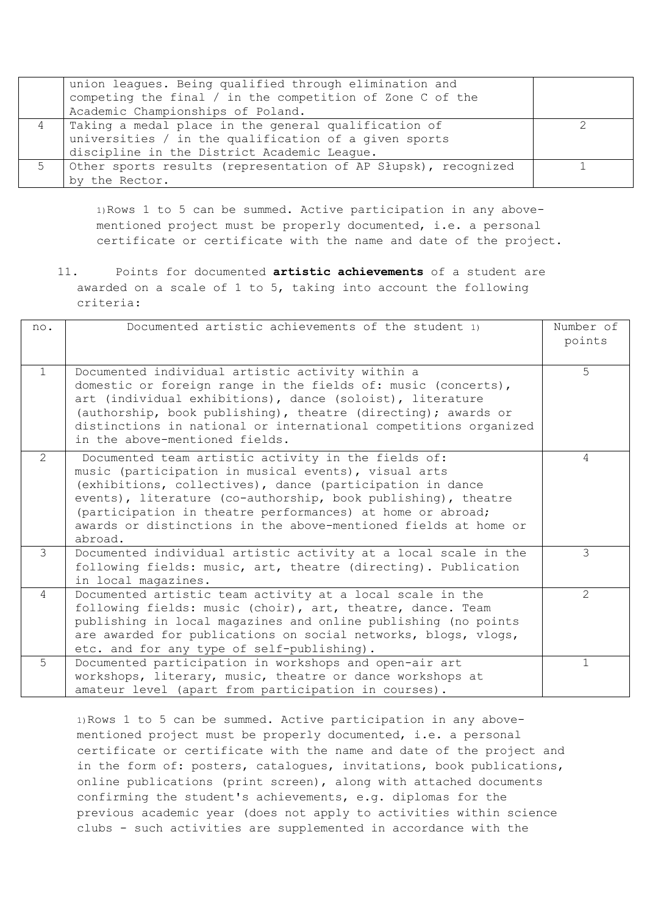| | | |
|---|---|---|
| | union leagues. Being qualified through elimination and competing the final / in the competition of Zone C of the Academic Championships of Poland. | |
| 4 | Taking a medal place in the general qualification of universities / in the qualification of a given sports discipline in the District Academic League. | 2 |
| 5 | Other sports results (representation of AP Słupsk), recognized by the Rector. | 1 |

1) Rows 1 to 5 can be summed. Active participation in any above-mentioned project must be properly documented, i.e. a personal certificate or certificate with the name and date of the project.

11. Points for documented **artistic achievements** of a student are awarded on a scale of 1 to 5, taking into account the following criteria:

| no. | Documented artistic achievements of the student 1) | Number of points |
|---|---|---|
| 1 | Documented individual artistic activity within a domestic or foreign range in the fields of: music (concerts), art (individual exhibitions), dance (soloist), literature (authorship, book publishing), theatre (directing); awards or distinctions in national or international competitions organized in the above-mentioned fields. | 5 |
| 2 | Documented team artistic activity in the fields of: music (participation in musical events), visual arts (exhibitions, collectives), dance (participation in dance events), literature (co-authorship, book publishing), theatre (participation in theatre performances) at home or abroad; awards or distinctions in the above-mentioned fields at home or abroad. | 4 |
| 3 | Documented individual artistic activity at a local scale in the following fields: music, art, theatre (directing). Publication in local magazines. | 3 |
| 4 | Documented artistic team activity at a local scale in the following fields: music (choir), art, theatre, dance. Team publishing in local magazines and online publishing (no points are awarded for publications on social networks, blogs, vlogs, etc. and for any type of self-publishing). | 2 |
| 5 | Documented participation in workshops and open-air art workshops, literary, music, theatre or dance workshops at amateur level (apart from participation in courses). | 1 |

1) Rows 1 to 5 can be summed. Active participation in any above-mentioned project must be properly documented, i.e. a personal certificate or certificate with the name and date of the project and in the form of: posters, catalogues, invitations, book publications, online publications (print screen), along with attached documents confirming the student's achievements, e.g. diplomas for the previous academic year (does not apply to activities within science clubs - such activities are supplemented in accordance with the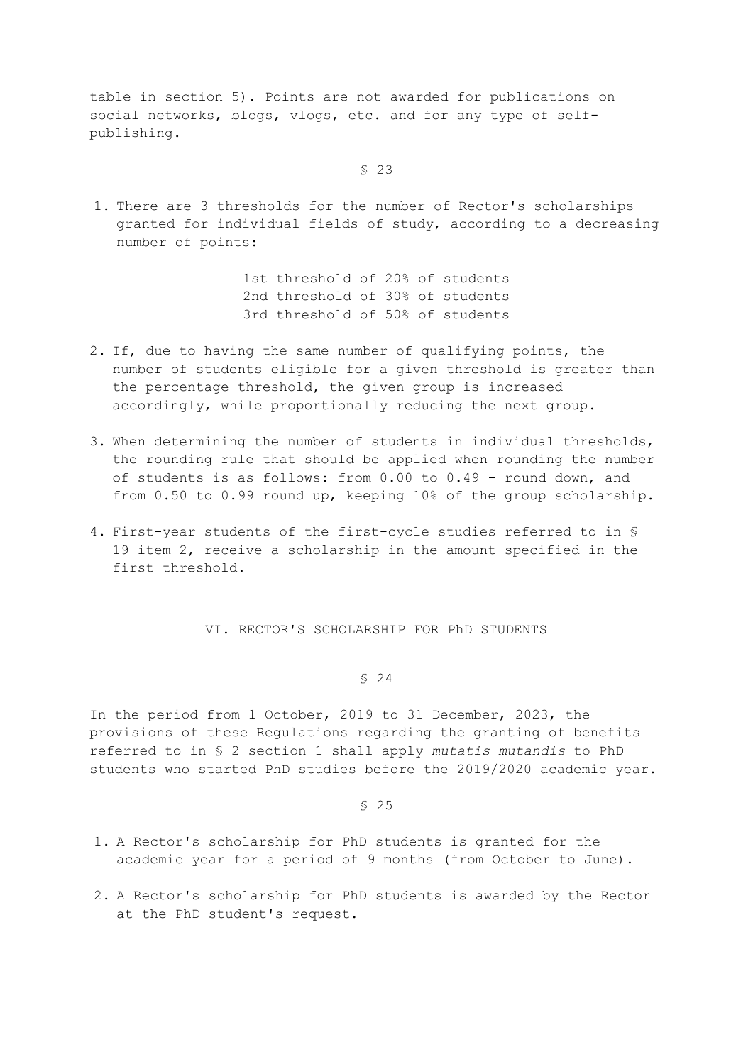table in section 5). Points are not awarded for publications on social networks, blogs, vlogs, etc. and for any type of self-publishing.

§ 23

1. There are 3 thresholds for the number of Rector's scholarships granted for individual fields of study, according to a decreasing number of points:

   1st threshold of 20% of students
   2nd threshold of 30% of students
   3rd threshold of 50% of students

2. If, due to having the same number of qualifying points, the number of students eligible for a given threshold is greater than the percentage threshold, the given group is increased accordingly, while proportionally reducing the next group.

3. When determining the number of students in individual thresholds, the rounding rule that should be applied when rounding the number of students is as follows: from 0.00 to 0.49 - round down, and from 0.50 to 0.99 round up, keeping 10% of the group scholarship.

4. First-year students of the first-cycle studies referred to in § 19 item 2, receive a scholarship in the amount specified in the first threshold.

## VI. RECTOR'S SCHOLARSHIP FOR PhD STUDENTS

§ 24

In the period from 1 October, 2019 to 31 December, 2023, the provisions of these Regulations regarding the granting of benefits referred to in § 2 section 1 shall apply *mutatis mutandis* to PhD students who started PhD studies before the 2019/2020 academic year.

§ 25

1. A Rector's scholarship for PhD students is granted for the academic year for a period of 9 months (from October to June).

2. A Rector's scholarship for PhD students is awarded by the Rector at the PhD student's request.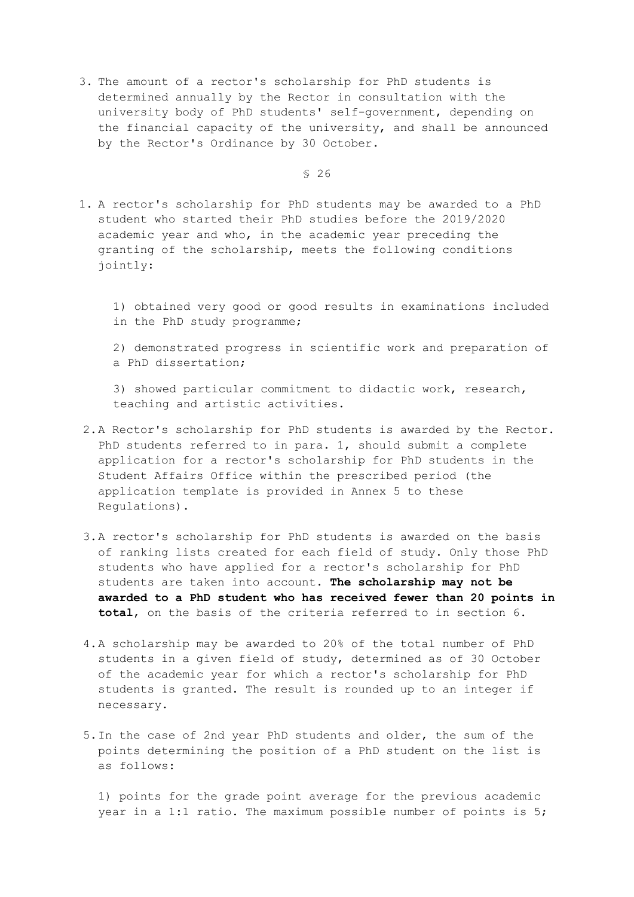3. The amount of a rector's scholarship for PhD students is determined annually by the Rector in consultation with the university body of PhD students' self-government, depending on the financial capacity of the university, and shall be announced by the Rector's Ordinance by 30 October.

§ 26

1. A rector's scholarship for PhD students may be awarded to a PhD student who started their PhD studies before the 2019/2020 academic year and who, in the academic year preceding the granting of the scholarship, meets the following conditions jointly:

   1) obtained very good or good results in examinations included in the PhD study programme;

   2) demonstrated progress in scientific work and preparation of a PhD dissertation;

   3) showed particular commitment to didactic work, research, teaching and artistic activities.

2. A Rector's scholarship for PhD students is awarded by the Rector. PhD students referred to in para. 1, should submit a complete application for a rector's scholarship for PhD students in the Student Affairs Office within the prescribed period (the application template is provided in Annex 5 to these Regulations).

3. A rector's scholarship for PhD students is awarded on the basis of ranking lists created for each field of study. Only those PhD students who have applied for a rector's scholarship for PhD students are taken into account. **The scholarship may not be awarded to a PhD student who has received fewer than 20 points in total**, on the basis of the criteria referred to in section 6.

4. A scholarship may be awarded to 20% of the total number of PhD students in a given field of study, determined as of 30 October of the academic year for which a rector's scholarship for PhD students is granted. The result is rounded up to an integer if necessary.

5. In the case of 2nd year PhD students and older, the sum of the points determining the position of a PhD student on the list is as follows:

   1) points for the grade point average for the previous academic year in a 1:1 ratio. The maximum possible number of points is 5;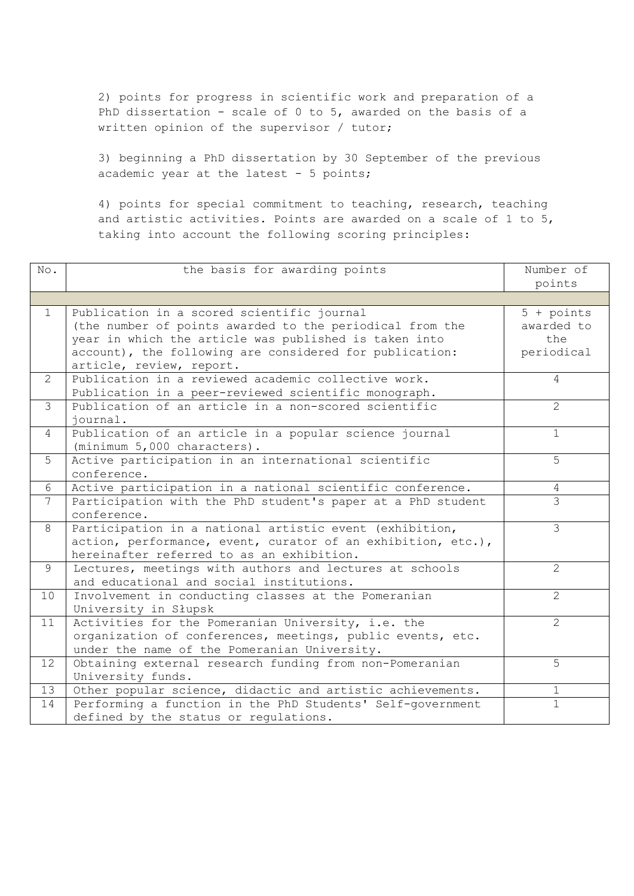2) points for progress in scientific work and preparation of a PhD dissertation - scale of 0 to 5, awarded on the basis of a written opinion of the supervisor / tutor;

3) beginning a PhD dissertation by 30 September of the previous academic year at the latest - 5 points;

4) points for special commitment to teaching, research, teaching and artistic activities. Points are awarded on a scale of 1 to 5, taking into account the following scoring principles:

| No. | the basis for awarding points | Number of points |
|---|---|---|
| | | |
| 1 | Publication in a scored scientific journal (the number of points awarded to the periodical from the year in which the article was published is taken into account), the following are considered for publication: article, review, report. | 5 + points awarded to the periodical |
| 2 | Publication in a reviewed academic collective work. Publication in a peer-reviewed scientific monograph. | 4 |
| 3 | Publication of an article in a non-scored scientific journal. | 2 |
| 4 | Publication of an article in a popular science journal (minimum 5,000 characters). | 1 |
| 5 | Active participation in an international scientific conference. | 5 |
| 6 | Active participation in a national scientific conference. | 4 |
| 7 | Participation with the PhD student's paper at a PhD student conference. | 3 |
| 8 | Participation in a national artistic event (exhibition, action, performance, event, curator of an exhibition, etc.), hereinafter referred to as an exhibition. | 3 |
| 9 | Lectures, meetings with authors and lectures at schools and educational and social institutions. | 2 |
| 10 | Involvement in conducting classes at the Pomeranian University in Słupsk | 2 |
| 11 | Activities for the Pomeranian University, i.e. the organization of conferences, meetings, public events, etc. under the name of the Pomeranian University. | 2 |
| 12 | Obtaining external research funding from non-Pomeranian University funds. | 5 |
| 13 | Other popular science, didactic and artistic achievements. | 1 |
| 14 | Performing a function in the PhD Students' Self-government defined by the status or regulations. | 1 |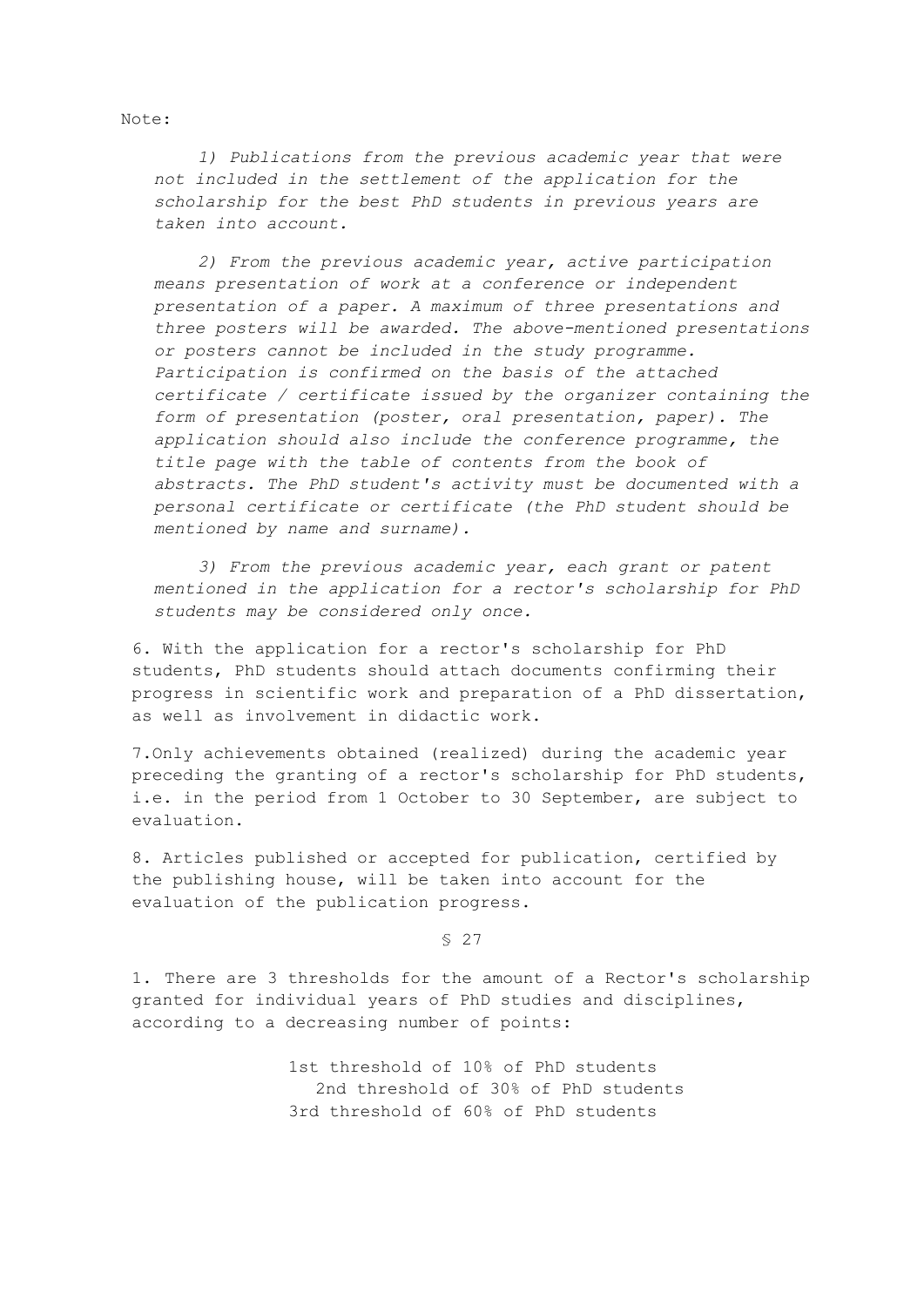Note:

*1) Publications from the previous academic year that were not included in the settlement of the application for the scholarship for the best PhD students in previous years are taken into account.*

*2) From the previous academic year, active participation means presentation of work at a conference or independent presentation of a paper. A maximum of three presentations and three posters will be awarded. The above-mentioned presentations or posters cannot be included in the study programme. Participation is confirmed on the basis of the attached certificate / certificate issued by the organizer containing the form of presentation (poster, oral presentation, paper). The application should also include the conference programme, the title page with the table of contents from the book of abstracts. The PhD student's activity must be documented with a personal certificate or certificate (the PhD student should be mentioned by name and surname).*

*3) From the previous academic year, each grant or patent mentioned in the application for a rector's scholarship for PhD students may be considered only once.*

6. With the application for a rector's scholarship for PhD students, PhD students should attach documents confirming their progress in scientific work and preparation of a PhD dissertation, as well as involvement in didactic work.

7. Only achievements obtained (realized) during the academic year preceding the granting of a rector's scholarship for PhD students, i.e. in the period from 1 October to 30 September, are subject to evaluation.

8. Articles published or accepted for publication, certified by the publishing house, will be taken into account for the evaluation of the publication progress.

§ 27

1. There are 3 thresholds for the amount of a Rector's scholarship granted for individual years of PhD studies and disciplines, according to a decreasing number of points:

1st threshold of 10% of PhD students
2nd threshold of 30% of PhD students
3rd threshold of 60% of PhD students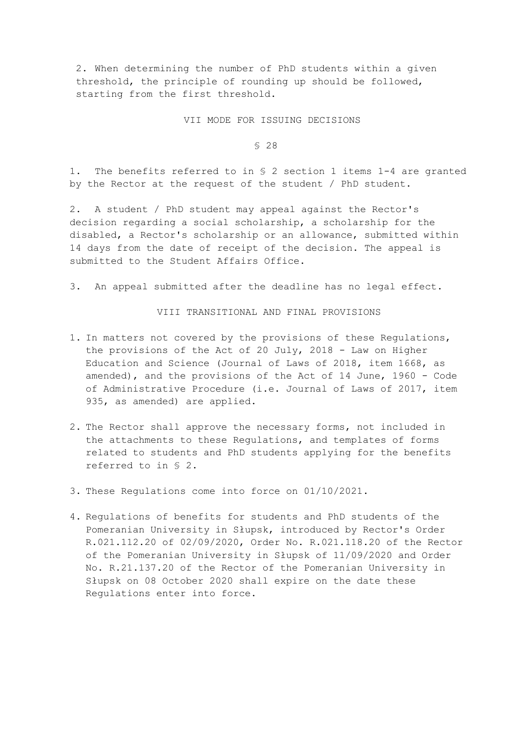2. When determining the number of PhD students within a given threshold, the principle of rounding up should be followed, starting from the first threshold.

## VII MODE FOR ISSUING DECISIONS

### § 28

1. The benefits referred to in § 2 section 1 items 1-4 are granted by the Rector at the request of the student / PhD student.

2. A student / PhD student may appeal against the Rector's decision regarding a social scholarship, a scholarship for the disabled, a Rector's scholarship or an allowance, submitted within 14 days from the date of receipt of the decision. The appeal is submitted to the Student Affairs Office.

3. An appeal submitted after the deadline has no legal effect.

## VIII TRANSITIONAL AND FINAL PROVISIONS

1. In matters not covered by the provisions of these Regulations, the provisions of the Act of 20 July, 2018 - Law on Higher Education and Science (Journal of Laws of 2018, item 1668, as amended), and the provisions of the Act of 14 June, 1960 - Code of Administrative Procedure (i.e. Journal of Laws of 2017, item 935, as amended) are applied.

2. The Rector shall approve the necessary forms, not included in the attachments to these Regulations, and templates of forms related to students and PhD students applying for the benefits referred to in § 2.

3. These Regulations come into force on 01/10/2021.

4. Regulations of benefits for students and PhD students of the Pomeranian University in Słupsk, introduced by Rector's Order R.021.112.20 of 02/09/2020, Order No. R.021.118.20 of the Rector of the Pomeranian University in Słupsk of 11/09/2020 and Order No. R.21.137.20 of the Rector of the Pomeranian University in Słupsk on 08 October 2020 shall expire on the date these Regulations enter into force.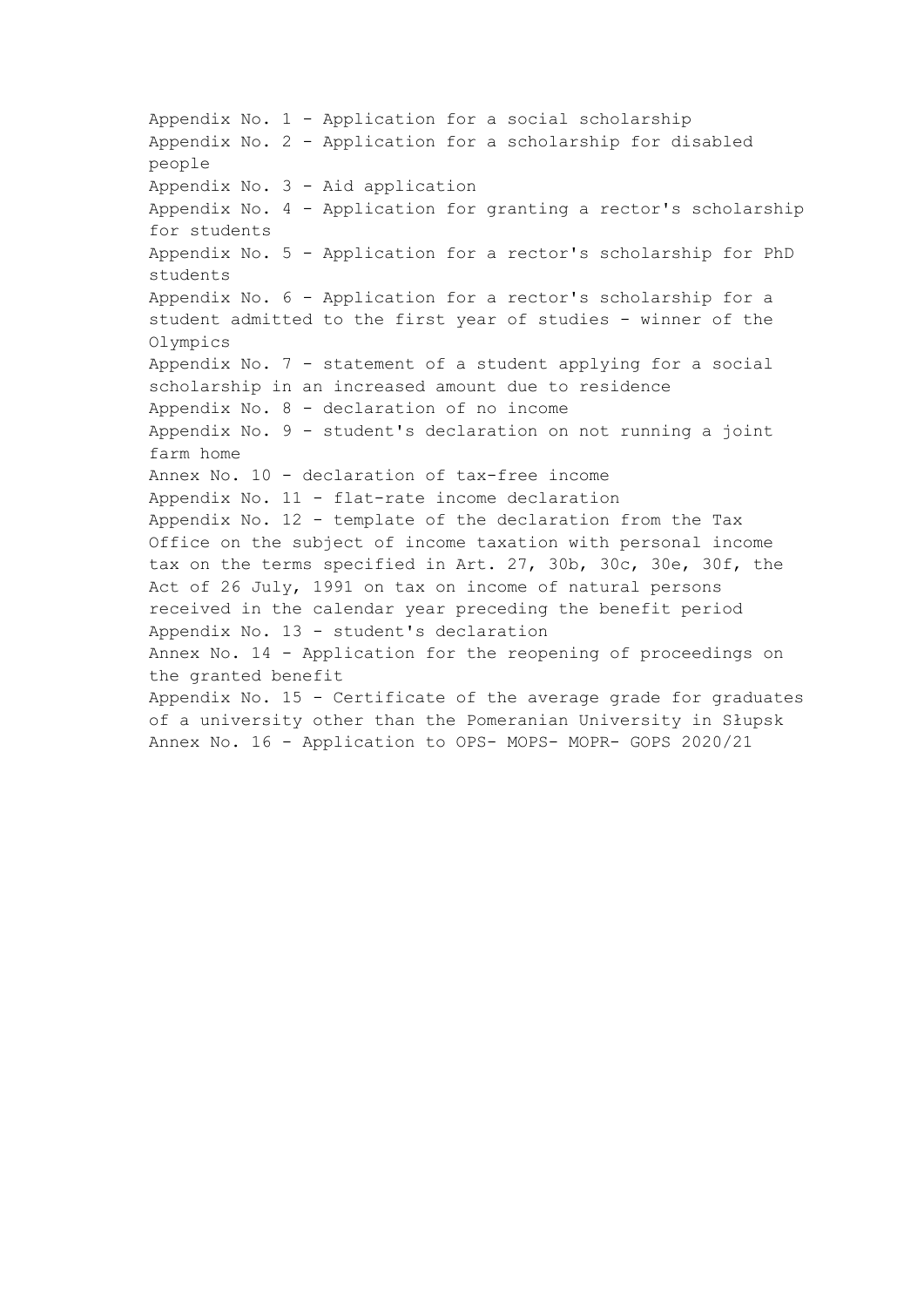Appendix No. 1 - Application for a social scholarship
Appendix No. 2 - Application for a scholarship for disabled people
Appendix No. 3 - Aid application
Appendix No. 4 - Application for granting a rector's scholarship for students
Appendix No. 5 - Application for a rector's scholarship for PhD students
Appendix No. 6 - Application for a rector's scholarship for a student admitted to the first year of studies - winner of the Olympics
Appendix No. 7 - statement of a student applying for a social scholarship in an increased amount due to residence
Appendix No. 8 - declaration of no income
Appendix No. 9 - student's declaration on not running a joint farm home
Annex No. 10 - declaration of tax-free income
Appendix No. 11 - flat-rate income declaration
Appendix No. 12 - template of the declaration from the Tax Office on the subject of income taxation with personal income tax on the terms specified in Art. 27, 30b, 30c, 30e, 30f, the Act of 26 July, 1991 on tax on income of natural persons received in the calendar year preceding the benefit period
Appendix No. 13 - student's declaration
Annex No. 14 - Application for the reopening of proceedings on the granted benefit
Appendix No. 15 - Certificate of the average grade for graduates of a university other than the Pomeranian University in Słupsk
Annex No. 16 - Application to OPS- MOPS- MOPR- GOPS 2020/21